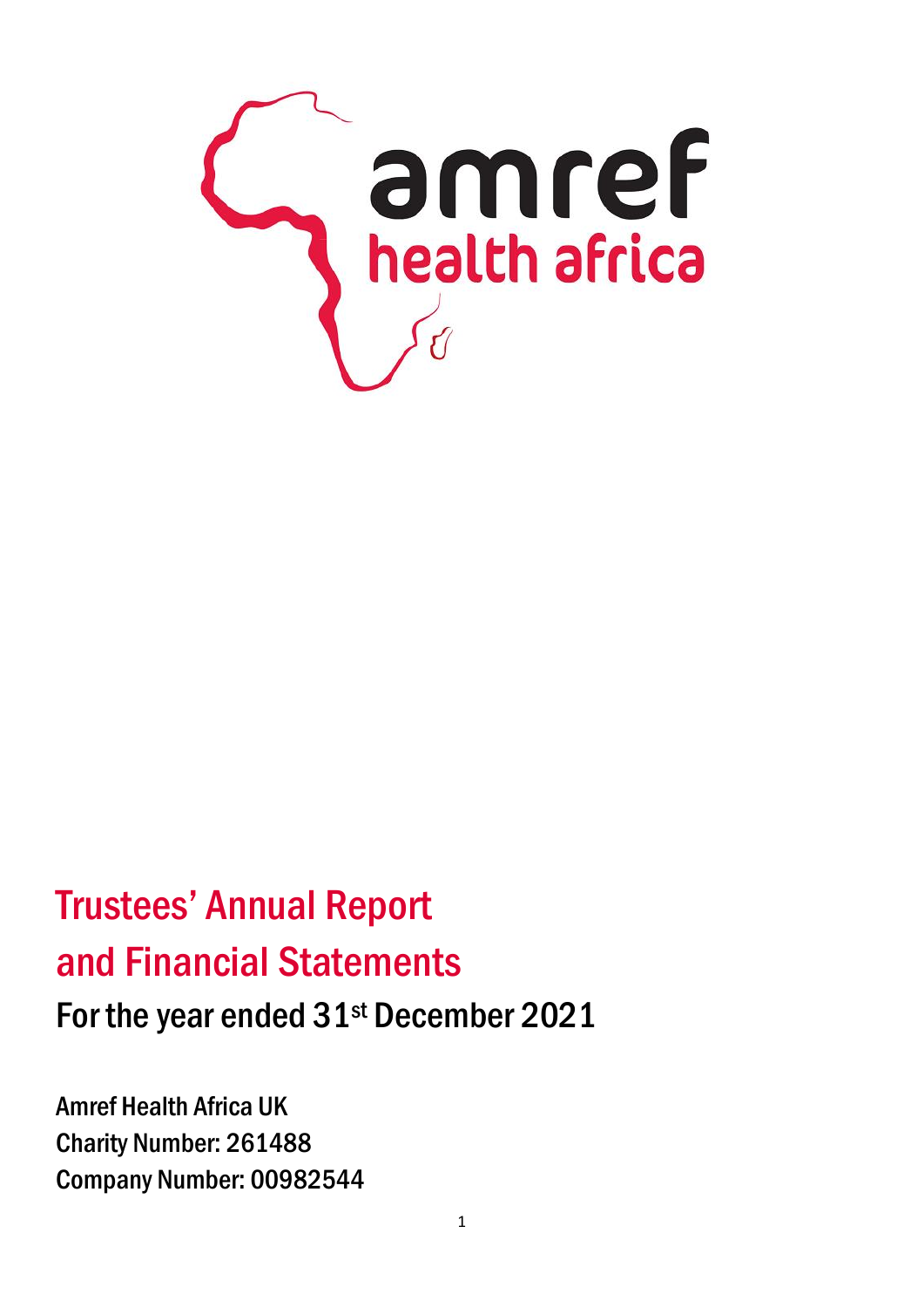amref health africa

# Trustees' Annual Report and Financial Statements

## For the year ended 31st December 2021

Amref Health Africa UK
Charity Number: 261488
Company Number: 00982544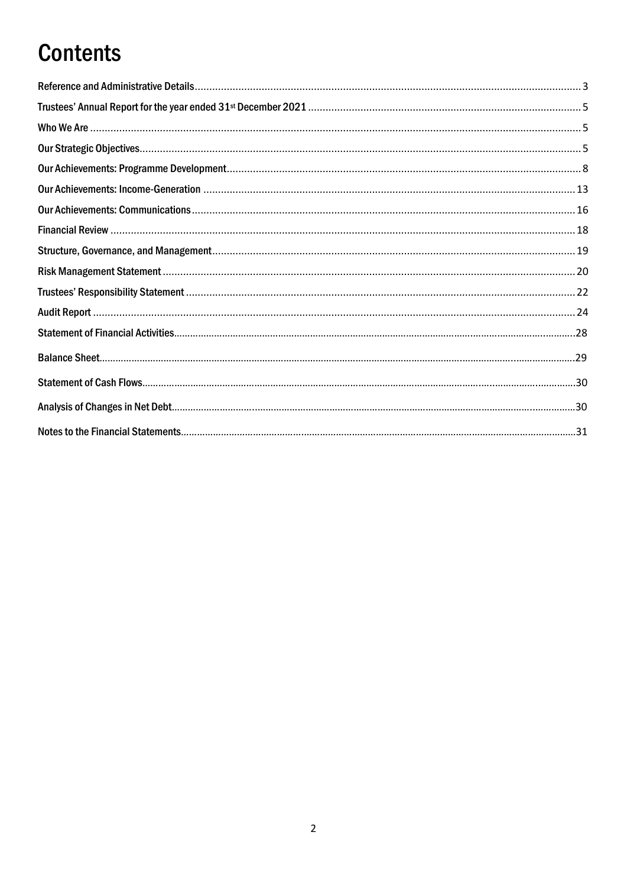# Contents

Reference and Administrative Details ..... 3
Trustees' Annual Report for the year ended 31st December 2021 ..... 5
Who We Are ..... 5
Our Strategic Objectives ..... 5
Our Achievements: Programme Development ..... 8
Our Achievements: Income-Generation ..... 13
Our Achievements: Communications ..... 16
Financial Review ..... 18
Structure, Governance, and Management ..... 19
Risk Management Statement ..... 20
Trustees' Responsibility Statement ..... 22
Audit Report ..... 24
Statement of Financial Activities ..... 28
Balance Sheet ..... 29
Statement of Cash Flows ..... 30
Analysis of Changes in Net Debt ..... 30
Notes to the Financial Statements ..... 31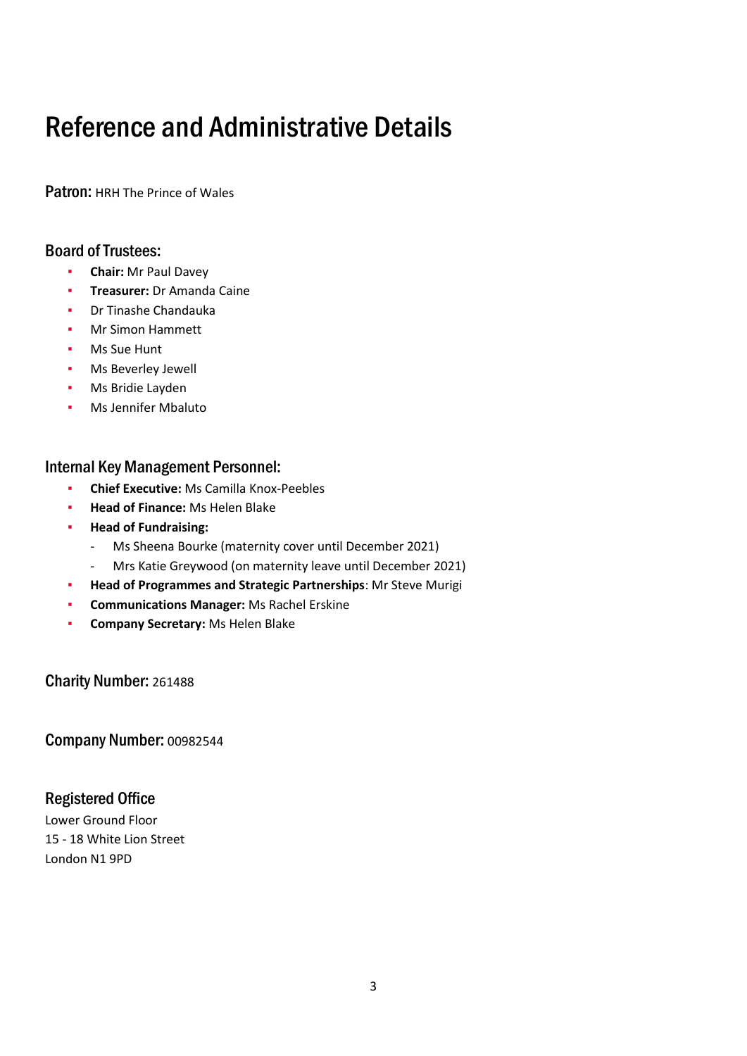# Reference and Administrative Details

## Patron: HRH The Prince of Wales

## Board of Trustees:

- **Chair:** Mr Paul Davey
- **Treasurer:** Dr Amanda Caine
- Dr Tinashe Chandauka
- Mr Simon Hammett
- Ms Sue Hunt
- Ms Beverley Jewell
- Ms Bridie Layden
- Ms Jennifer Mbaluto

## Internal Key Management Personnel:

- **Chief Executive:** Ms Camilla Knox-Peebles
- **Head of Finance:** Ms Helen Blake
- **Head of Fundraising:**
  - Ms Sheena Bourke (maternity cover until December 2021)
  - Mrs Katie Greywood (on maternity leave until December 2021)
- **Head of Programmes and Strategic Partnerships**: Mr Steve Murigi
- **Communications Manager:** Ms Rachel Erskine
- **Company Secretary:** Ms Helen Blake

## Charity Number: 261488

## Company Number: 00982544

## Registered Office

Lower Ground Floor
15 - 18 White Lion Street
London N1 9PD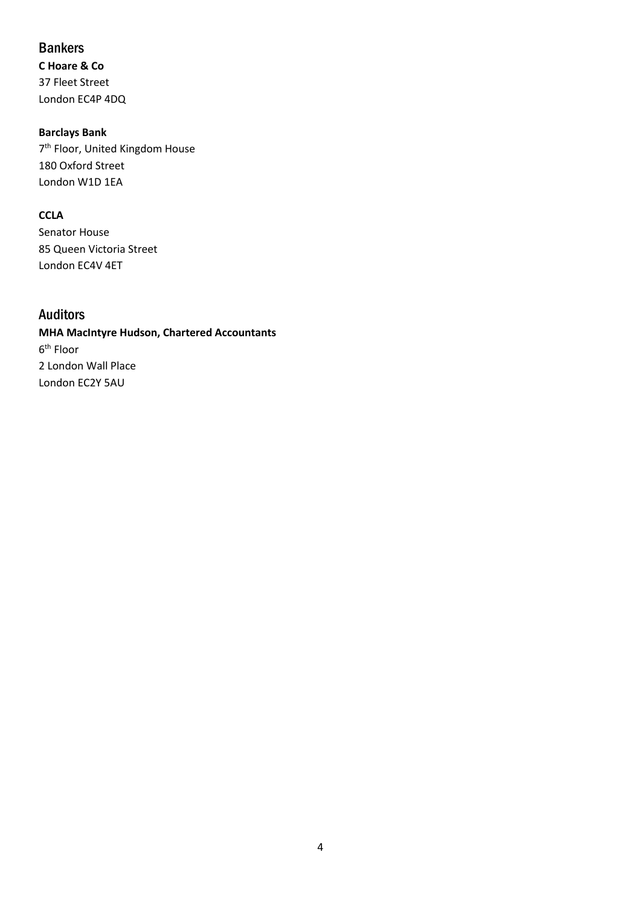## Bankers

**C Hoare & Co**
37 Fleet Street
London EC4P 4DQ

**Barclays Bank**
7th Floor, United Kingdom House
180 Oxford Street
London W1D 1EA

**CCLA**
Senator House
85 Queen Victoria Street
London EC4V 4ET

## Auditors

**MHA MacIntyre Hudson, Chartered Accountants**
6th Floor
2 London Wall Place
London EC2Y 5AU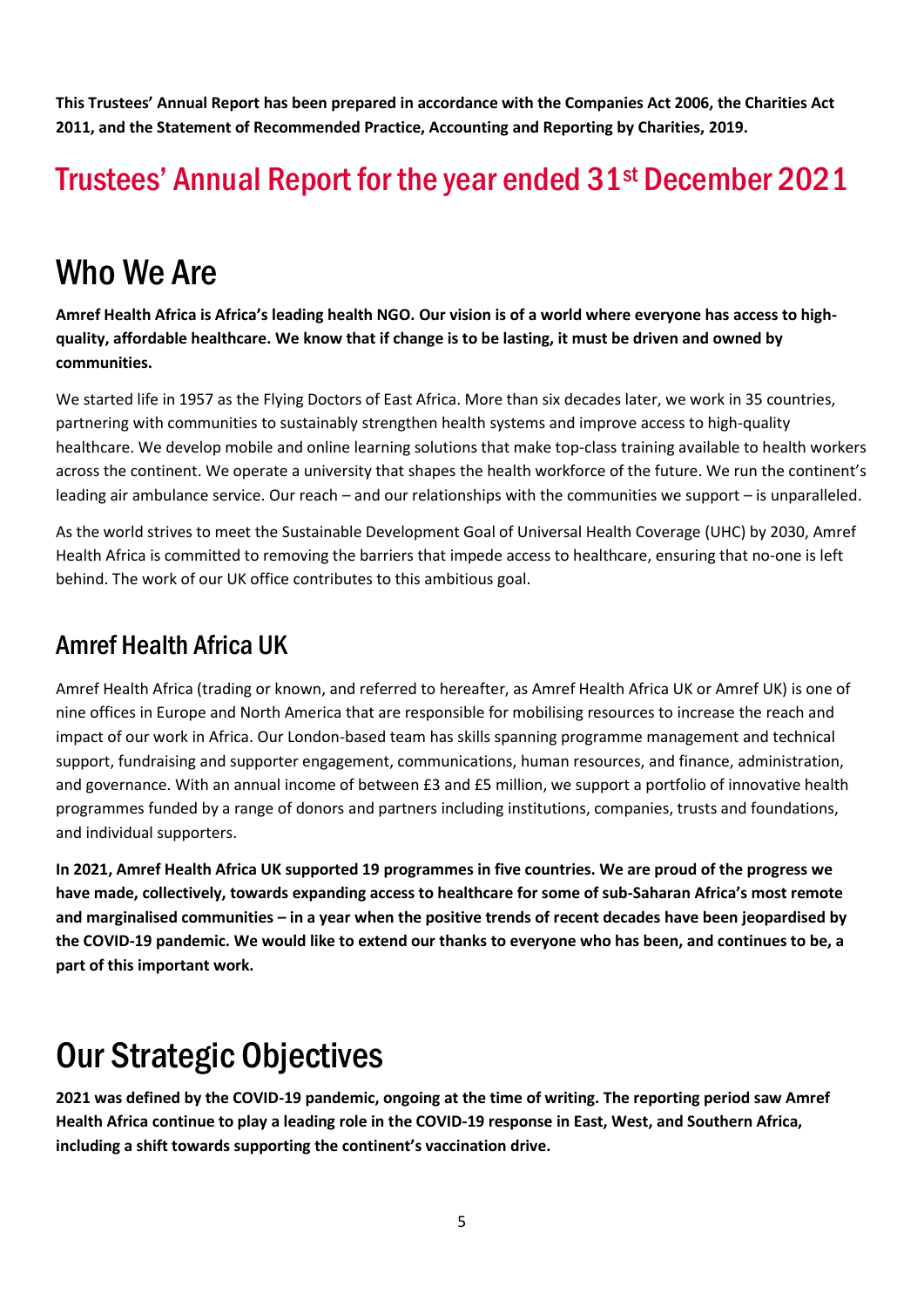**This Trustees' Annual Report has been prepared in accordance with the Companies Act 2006, the Charities Act 2011, and the Statement of Recommended Practice, Accounting and Reporting by Charities, 2019.**

# Trustees' Annual Report for the year ended 31st December 2021

# Who We Are

**Amref Health Africa is Africa's leading health NGO. Our vision is of a world where everyone has access to high-quality, affordable healthcare. We know that if change is to be lasting, it must be driven and owned by communities.**

We started life in 1957 as the Flying Doctors of East Africa. More than six decades later, we work in 35 countries, partnering with communities to sustainably strengthen health systems and improve access to high-quality healthcare. We develop mobile and online learning solutions that make top-class training available to health workers across the continent. We operate a university that shapes the health workforce of the future. We run the continent's leading air ambulance service. Our reach – and our relationships with the communities we support – is unparalleled.

As the world strives to meet the Sustainable Development Goal of Universal Health Coverage (UHC) by 2030, Amref Health Africa is committed to removing the barriers that impede access to healthcare, ensuring that no-one is left behind. The work of our UK office contributes to this ambitious goal.

## Amref Health Africa UK

Amref Health Africa (trading or known, and referred to hereafter, as Amref Health Africa UK or Amref UK) is one of nine offices in Europe and North America that are responsible for mobilising resources to increase the reach and impact of our work in Africa. Our London-based team has skills spanning programme management and technical support, fundraising and supporter engagement, communications, human resources, and finance, administration, and governance. With an annual income of between £3 and £5 million, we support a portfolio of innovative health programmes funded by a range of donors and partners including institutions, companies, trusts and foundations, and individual supporters.

**In 2021, Amref Health Africa UK supported 19 programmes in five countries. We are proud of the progress we have made, collectively, towards expanding access to healthcare for some of sub-Saharan Africa's most remote and marginalised communities – in a year when the positive trends of recent decades have been jeopardised by the COVID-19 pandemic. We would like to extend our thanks to everyone who has been, and continues to be, a part of this important work.**

# Our Strategic Objectives

**2021 was defined by the COVID-19 pandemic, ongoing at the time of writing. The reporting period saw Amref Health Africa continue to play a leading role in the COVID-19 response in East, West, and Southern Africa, including a shift towards supporting the continent's vaccination drive.**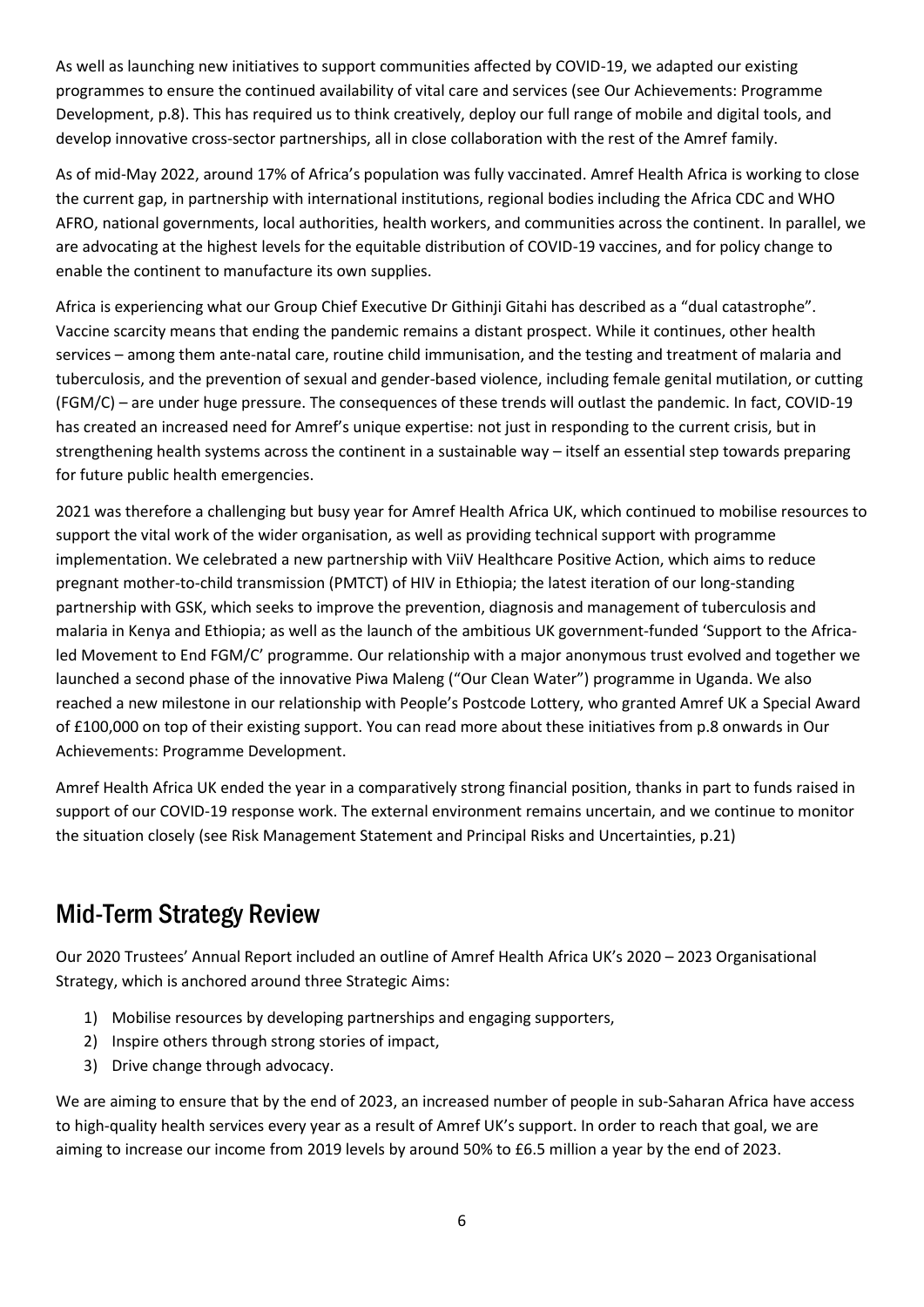As well as launching new initiatives to support communities affected by COVID-19, we adapted our existing programmes to ensure the continued availability of vital care and services (see Our Achievements: Programme Development, p.8). This has required us to think creatively, deploy our full range of mobile and digital tools, and develop innovative cross-sector partnerships, all in close collaboration with the rest of the Amref family.

As of mid-May 2022, around 17% of Africa's population was fully vaccinated. Amref Health Africa is working to close the current gap, in partnership with international institutions, regional bodies including the Africa CDC and WHO AFRO, national governments, local authorities, health workers, and communities across the continent. In parallel, we are advocating at the highest levels for the equitable distribution of COVID-19 vaccines, and for policy change to enable the continent to manufacture its own supplies.

Africa is experiencing what our Group Chief Executive Dr Githinji Gitahi has described as a "dual catastrophe". Vaccine scarcity means that ending the pandemic remains a distant prospect. While it continues, other health services – among them ante-natal care, routine child immunisation, and the testing and treatment of malaria and tuberculosis, and the prevention of sexual and gender-based violence, including female genital mutilation, or cutting (FGM/C) – are under huge pressure. The consequences of these trends will outlast the pandemic. In fact, COVID-19 has created an increased need for Amref's unique expertise: not just in responding to the current crisis, but in strengthening health systems across the continent in a sustainable way – itself an essential step towards preparing for future public health emergencies.

2021 was therefore a challenging but busy year for Amref Health Africa UK, which continued to mobilise resources to support the vital work of the wider organisation, as well as providing technical support with programme implementation. We celebrated a new partnership with ViiV Healthcare Positive Action, which aims to reduce pregnant mother-to-child transmission (PMTCT) of HIV in Ethiopia; the latest iteration of our long-standing partnership with GSK, which seeks to improve the prevention, diagnosis and management of tuberculosis and malaria in Kenya and Ethiopia; as well as the launch of the ambitious UK government-funded 'Support to the Africa-led Movement to End FGM/C' programme. Our relationship with a major anonymous trust evolved and together we launched a second phase of the innovative Piwa Maleng ("Our Clean Water") programme in Uganda. We also reached a new milestone in our relationship with People's Postcode Lottery, who granted Amref UK a Special Award of £100,000 on top of their existing support. You can read more about these initiatives from p.8 onwards in Our Achievements: Programme Development.

Amref Health Africa UK ended the year in a comparatively strong financial position, thanks in part to funds raised in support of our COVID-19 response work. The external environment remains uncertain, and we continue to monitor the situation closely (see Risk Management Statement and Principal Risks and Uncertainties, p.21)

## Mid-Term Strategy Review

Our 2020 Trustees' Annual Report included an outline of Amref Health Africa UK's 2020 – 2023 Organisational Strategy, which is anchored around three Strategic Aims:

1) Mobilise resources by developing partnerships and engaging supporters,
2) Inspire others through strong stories of impact,
3) Drive change through advocacy.

We are aiming to ensure that by the end of 2023, an increased number of people in sub-Saharan Africa have access to high-quality health services every year as a result of Amref UK's support. In order to reach that goal, we are aiming to increase our income from 2019 levels by around 50% to £6.5 million a year by the end of 2023.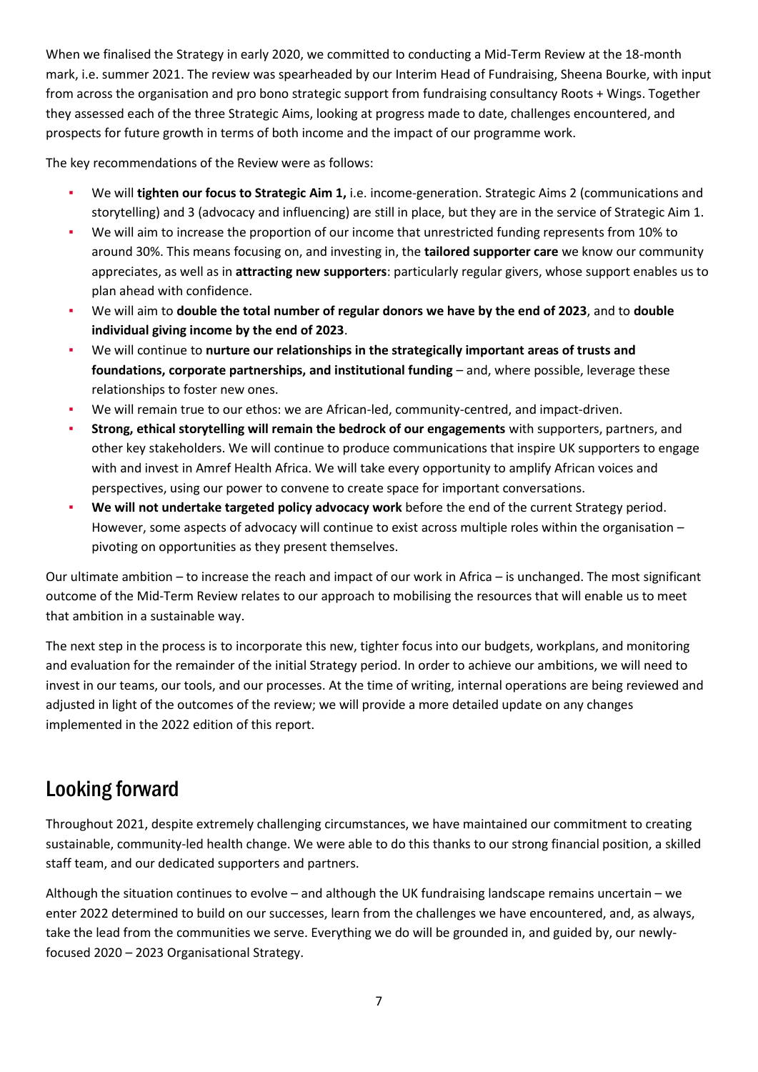When we finalised the Strategy in early 2020, we committed to conducting a Mid-Term Review at the 18-month mark, i.e. summer 2021. The review was spearheaded by our Interim Head of Fundraising, Sheena Bourke, with input from across the organisation and pro bono strategic support from fundraising consultancy Roots + Wings. Together they assessed each of the three Strategic Aims, looking at progress made to date, challenges encountered, and prospects for future growth in terms of both income and the impact of our programme work.

The key recommendations of the Review were as follows:

- We will **tighten our focus to Strategic Aim 1,** i.e. income-generation. Strategic Aims 2 (communications and storytelling) and 3 (advocacy and influencing) are still in place, but they are in the service of Strategic Aim 1.
- We will aim to increase the proportion of our income that unrestricted funding represents from 10% to around 30%. This means focusing on, and investing in, the **tailored supporter care** we know our community appreciates, as well as in **attracting new supporters**: particularly regular givers, whose support enables us to plan ahead with confidence.
- We will aim to **double the total number of regular donors we have by the end of 2023**, and to **double individual giving income by the end of 2023**.
- We will continue to **nurture our relationships in the strategically important areas of trusts and foundations, corporate partnerships, and institutional funding** – and, where possible, leverage these relationships to foster new ones.
- We will remain true to our ethos: we are African-led, community-centred, and impact-driven.
- **Strong, ethical storytelling will remain the bedrock of our engagements** with supporters, partners, and other key stakeholders. We will continue to produce communications that inspire UK supporters to engage with and invest in Amref Health Africa. We will take every opportunity to amplify African voices and perspectives, using our power to convene to create space for important conversations.
- **We will not undertake targeted policy advocacy work** before the end of the current Strategy period. However, some aspects of advocacy will continue to exist across multiple roles within the organisation – pivoting on opportunities as they present themselves.

Our ultimate ambition – to increase the reach and impact of our work in Africa – is unchanged. The most significant outcome of the Mid-Term Review relates to our approach to mobilising the resources that will enable us to meet that ambition in a sustainable way.

The next step in the process is to incorporate this new, tighter focus into our budgets, workplans, and monitoring and evaluation for the remainder of the initial Strategy period. In order to achieve our ambitions, we will need to invest in our teams, our tools, and our processes. At the time of writing, internal operations are being reviewed and adjusted in light of the outcomes of the review; we will provide a more detailed update on any changes implemented in the 2022 edition of this report.

## Looking forward

Throughout 2021, despite extremely challenging circumstances, we have maintained our commitment to creating sustainable, community-led health change. We were able to do this thanks to our strong financial position, a skilled staff team, and our dedicated supporters and partners.

Although the situation continues to evolve – and although the UK fundraising landscape remains uncertain – we enter 2022 determined to build on our successes, learn from the challenges we have encountered, and, as always, take the lead from the communities we serve. Everything we do will be grounded in, and guided by, our newly-focused 2020 – 2023 Organisational Strategy.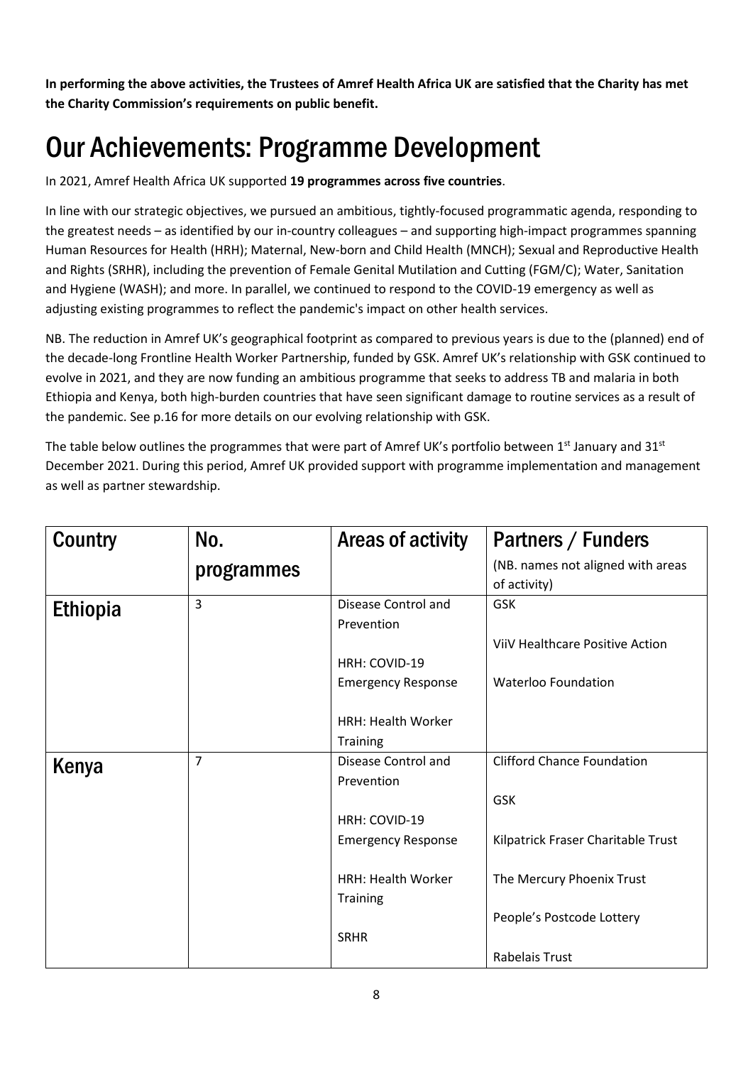**In performing the above activities, the Trustees of Amref Health Africa UK are satisfied that the Charity has met the Charity Commission's requirements on public benefit.**

# Our Achievements: Programme Development

In 2021, Amref Health Africa UK supported **19 programmes across five countries**.

In line with our strategic objectives, we pursued an ambitious, tightly-focused programmatic agenda, responding to the greatest needs – as identified by our in-country colleagues – and supporting high-impact programmes spanning Human Resources for Health (HRH); Maternal, New-born and Child Health (MNCH); Sexual and Reproductive Health and Rights (SRHR), including the prevention of Female Genital Mutilation and Cutting (FGM/C); Water, Sanitation and Hygiene (WASH); and more. In parallel, we continued to respond to the COVID-19 emergency as well as adjusting existing programmes to reflect the pandemic's impact on other health services.

NB. The reduction in Amref UK's geographical footprint as compared to previous years is due to the (planned) end of the decade-long Frontline Health Worker Partnership, funded by GSK. Amref UK's relationship with GSK continued to evolve in 2021, and they are now funding an ambitious programme that seeks to address TB and malaria in both Ethiopia and Kenya, both high-burden countries that have seen significant damage to routine services as a result of the pandemic. See p.16 for more details on our evolving relationship with GSK.

The table below outlines the programmes that were part of Amref UK's portfolio between 1st January and 31st December 2021. During this period, Amref UK provided support with programme implementation and management as well as partner stewardship.

| Country | No. programmes | Areas of activity | Partners / Funders (NB. names not aligned with areas of activity) |
|---|---|---|---|
| Ethiopia | 3 | Disease Control and Prevention<br><br>HRH: COVID-19 Emergency Response<br><br>HRH: Health Worker Training | GSK<br><br>ViiV Healthcare Positive Action<br><br>Waterloo Foundation |
| Kenya | 7 | Disease Control and Prevention<br><br>HRH: COVID-19 Emergency Response<br><br>HRH: Health Worker Training<br><br>SRHR | Clifford Chance Foundation<br><br>GSK<br><br>Kilpatrick Fraser Charitable Trust<br><br>The Mercury Phoenix Trust<br><br>People's Postcode Lottery<br><br>Rabelais Trust |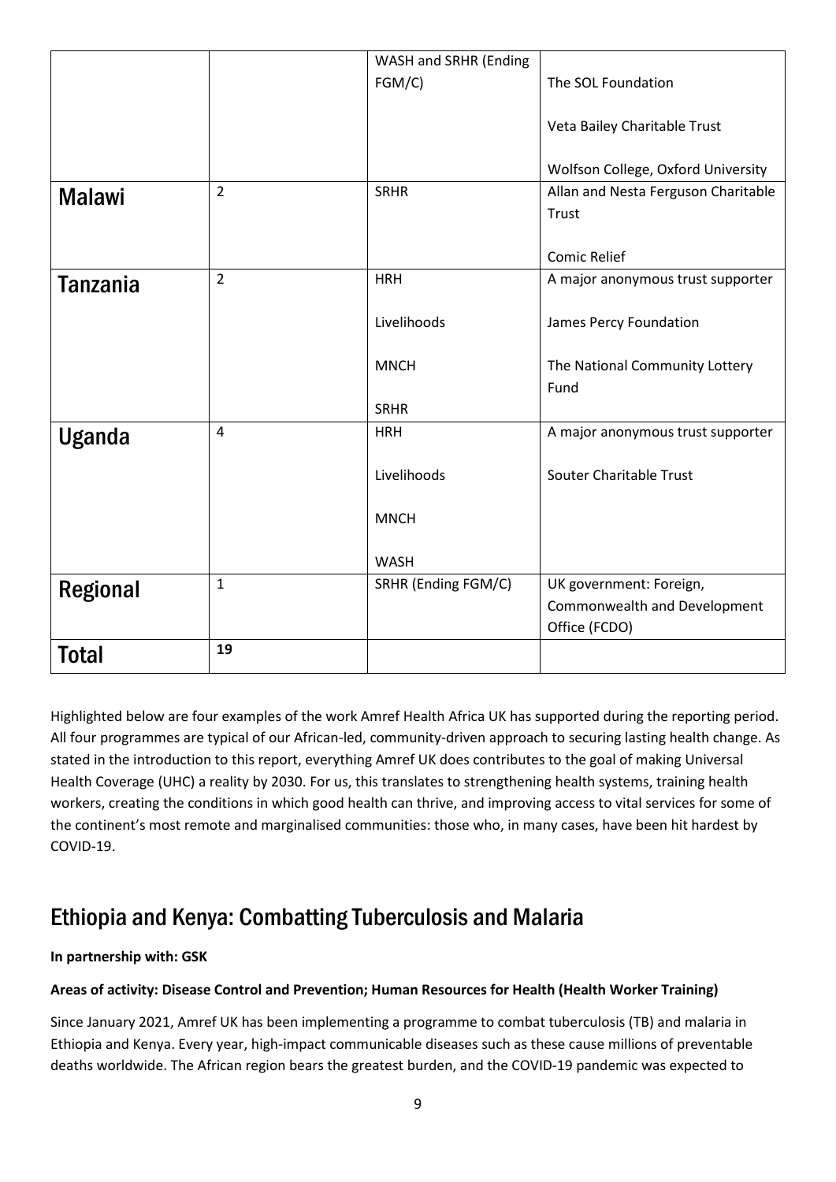| | | | |
|---|---|---|---|
| | | WASH and SRHR (Ending FGM/C) | The SOL Foundation<br><br>Veta Bailey Charitable Trust<br><br>Wolfson College, Oxford University |
| **Malawi** | 2 | SRHR | Allan and Nesta Ferguson Charitable Trust<br><br>Comic Relief |
| **Tanzania** | 2 | HRH<br><br>Livelihoods<br><br>MNCH<br><br>SRHR | A major anonymous trust supporter<br><br>James Percy Foundation<br><br>The National Community Lottery Fund |
| **Uganda** | 4 | HRH<br><br>Livelihoods<br><br>MNCH<br><br>WASH | A major anonymous trust supporter<br><br>Souter Charitable Trust |
| **Regional** | 1 | SRHR (Ending FGM/C) | UK government: Foreign, Commonwealth and Development Office (FCDO) |
| **Total** | **19** | | |

Highlighted below are four examples of the work Amref Health Africa UK has supported during the reporting period. All four programmes are typical of our African-led, community-driven approach to securing lasting health change. As stated in the introduction to this report, everything Amref UK does contributes to the goal of making Universal Health Coverage (UHC) a reality by 2030. For us, this translates to strengthening health systems, training health workers, creating the conditions in which good health can thrive, and improving access to vital services for some of the continent's most remote and marginalised communities: those who, in many cases, have been hit hardest by COVID-19.

## Ethiopia and Kenya: Combatting Tuberculosis and Malaria

**In partnership with: GSK**

**Areas of activity: Disease Control and Prevention; Human Resources for Health (Health Worker Training)**

Since January 2021, Amref UK has been implementing a programme to combat tuberculosis (TB) and malaria in Ethiopia and Kenya. Every year, high-impact communicable diseases such as these cause millions of preventable deaths worldwide. The African region bears the greatest burden, and the COVID-19 pandemic was expected to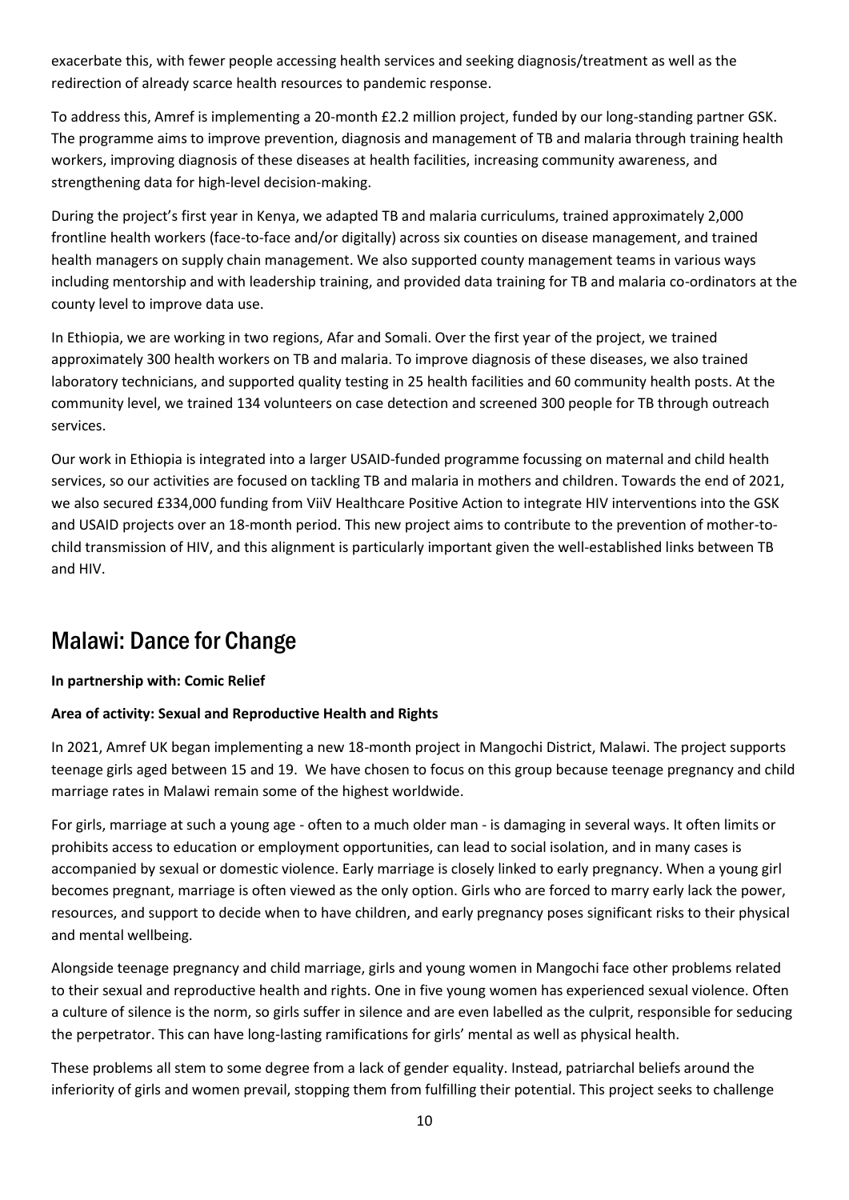exacerbate this, with fewer people accessing health services and seeking diagnosis/treatment as well as the redirection of already scarce health resources to pandemic response.

To address this, Amref is implementing a 20-month £2.2 million project, funded by our long-standing partner GSK. The programme aims to improve prevention, diagnosis and management of TB and malaria through training health workers, improving diagnosis of these diseases at health facilities, increasing community awareness, and strengthening data for high-level decision-making.

During the project's first year in Kenya, we adapted TB and malaria curriculums, trained approximately 2,000 frontline health workers (face-to-face and/or digitally) across six counties on disease management, and trained health managers on supply chain management. We also supported county management teams in various ways including mentorship and with leadership training, and provided data training for TB and malaria co-ordinators at the county level to improve data use.

In Ethiopia, we are working in two regions, Afar and Somali. Over the first year of the project, we trained approximately 300 health workers on TB and malaria. To improve diagnosis of these diseases, we also trained laboratory technicians, and supported quality testing in 25 health facilities and 60 community health posts. At the community level, we trained 134 volunteers on case detection and screened 300 people for TB through outreach services.

Our work in Ethiopia is integrated into a larger USAID-funded programme focussing on maternal and child health services, so our activities are focused on tackling TB and malaria in mothers and children. Towards the end of 2021, we also secured £334,000 funding from ViiV Healthcare Positive Action to integrate HIV interventions into the GSK and USAID projects over an 18-month period. This new project aims to contribute to the prevention of mother-to-child transmission of HIV, and this alignment is particularly important given the well-established links between TB and HIV.

## Malawi: Dance for Change

**In partnership with: Comic Relief**

**Area of activity: Sexual and Reproductive Health and Rights**

In 2021, Amref UK began implementing a new 18-month project in Mangochi District, Malawi. The project supports teenage girls aged between 15 and 19. We have chosen to focus on this group because teenage pregnancy and child marriage rates in Malawi remain some of the highest worldwide.

For girls, marriage at such a young age - often to a much older man - is damaging in several ways. It often limits or prohibits access to education or employment opportunities, can lead to social isolation, and in many cases is accompanied by sexual or domestic violence. Early marriage is closely linked to early pregnancy. When a young girl becomes pregnant, marriage is often viewed as the only option. Girls who are forced to marry early lack the power, resources, and support to decide when to have children, and early pregnancy poses significant risks to their physical and mental wellbeing.

Alongside teenage pregnancy and child marriage, girls and young women in Mangochi face other problems related to their sexual and reproductive health and rights. One in five young women has experienced sexual violence. Often a culture of silence is the norm, so girls suffer in silence and are even labelled as the culprit, responsible for seducing the perpetrator. This can have long-lasting ramifications for girls' mental as well as physical health.

These problems all stem to some degree from a lack of gender equality. Instead, patriarchal beliefs around the inferiority of girls and women prevail, stopping them from fulfilling their potential. This project seeks to challenge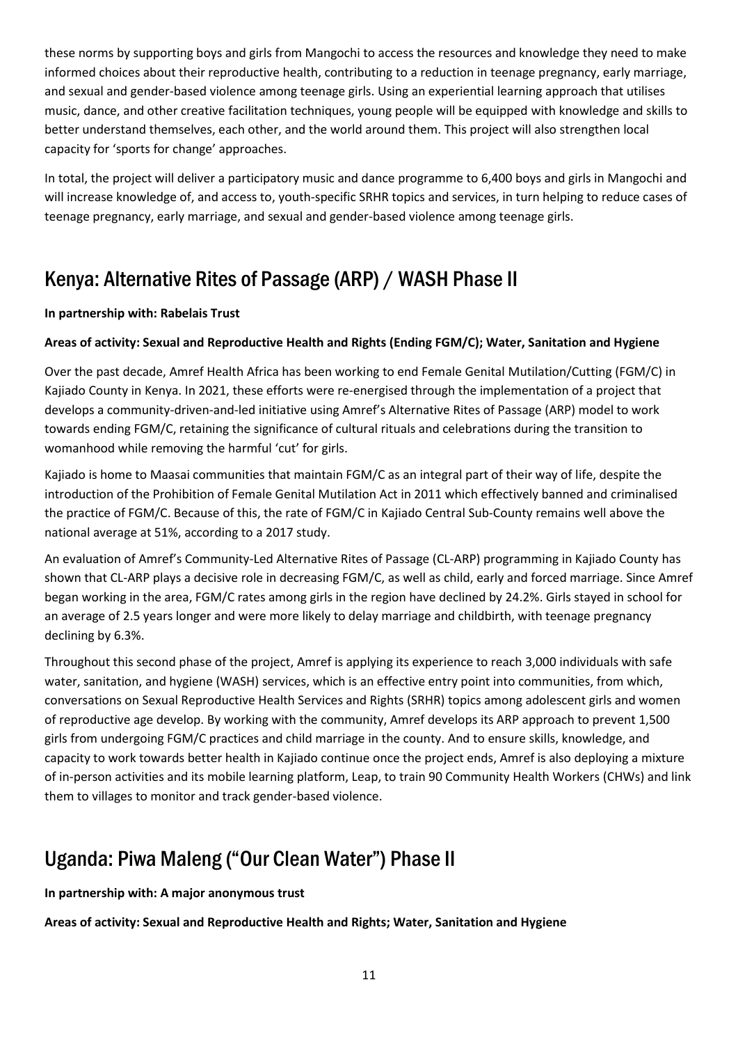these norms by supporting boys and girls from Mangochi to access the resources and knowledge they need to make informed choices about their reproductive health, contributing to a reduction in teenage pregnancy, early marriage, and sexual and gender-based violence among teenage girls. Using an experiential learning approach that utilises music, dance, and other creative facilitation techniques, young people will be equipped with knowledge and skills to better understand themselves, each other, and the world around them. This project will also strengthen local capacity for 'sports for change' approaches.

In total, the project will deliver a participatory music and dance programme to 6,400 boys and girls in Mangochi and will increase knowledge of, and access to, youth-specific SRHR topics and services, in turn helping to reduce cases of teenage pregnancy, early marriage, and sexual and gender-based violence among teenage girls.

## Kenya: Alternative Rites of Passage (ARP) / WASH Phase II

**In partnership with: Rabelais Trust**

**Areas of activity: Sexual and Reproductive Health and Rights (Ending FGM/C); Water, Sanitation and Hygiene**

Over the past decade, Amref Health Africa has been working to end Female Genital Mutilation/Cutting (FGM/C) in Kajiado County in Kenya. In 2021, these efforts were re-energised through the implementation of a project that develops a community-driven-and-led initiative using Amref's Alternative Rites of Passage (ARP) model to work towards ending FGM/C, retaining the significance of cultural rituals and celebrations during the transition to womanhood while removing the harmful 'cut' for girls.

Kajiado is home to Maasai communities that maintain FGM/C as an integral part of their way of life, despite the introduction of the Prohibition of Female Genital Mutilation Act in 2011 which effectively banned and criminalised the practice of FGM/C. Because of this, the rate of FGM/C in Kajiado Central Sub-County remains well above the national average at 51%, according to a 2017 study.

An evaluation of Amref's Community-Led Alternative Rites of Passage (CL-ARP) programming in Kajiado County has shown that CL-ARP plays a decisive role in decreasing FGM/C, as well as child, early and forced marriage. Since Amref began working in the area, FGM/C rates among girls in the region have declined by 24.2%. Girls stayed in school for an average of 2.5 years longer and were more likely to delay marriage and childbirth, with teenage pregnancy declining by 6.3%.

Throughout this second phase of the project, Amref is applying its experience to reach 3,000 individuals with safe water, sanitation, and hygiene (WASH) services, which is an effective entry point into communities, from which, conversations on Sexual Reproductive Health Services and Rights (SRHR) topics among adolescent girls and women of reproductive age develop. By working with the community, Amref develops its ARP approach to prevent 1,500 girls from undergoing FGM/C practices and child marriage in the county. And to ensure skills, knowledge, and capacity to work towards better health in Kajiado continue once the project ends, Amref is also deploying a mixture of in-person activities and its mobile learning platform, Leap, to train 90 Community Health Workers (CHWs) and link them to villages to monitor and track gender-based violence.

## Uganda: Piwa Maleng ("Our Clean Water") Phase II

**In partnership with: A major anonymous trust**

**Areas of activity: Sexual and Reproductive Health and Rights; Water, Sanitation and Hygiene**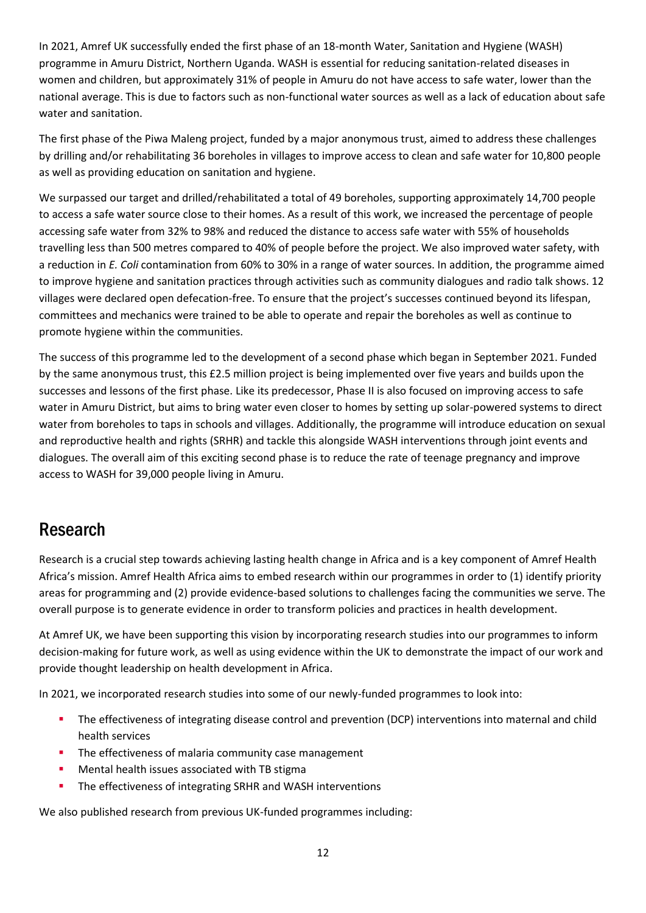In 2021, Amref UK successfully ended the first phase of an 18-month Water, Sanitation and Hygiene (WASH) programme in Amuru District, Northern Uganda. WASH is essential for reducing sanitation-related diseases in women and children, but approximately 31% of people in Amuru do not have access to safe water, lower than the national average. This is due to factors such as non-functional water sources as well as a lack of education about safe water and sanitation.

The first phase of the Piwa Maleng project, funded by a major anonymous trust, aimed to address these challenges by drilling and/or rehabilitating 36 boreholes in villages to improve access to clean and safe water for 10,800 people as well as providing education on sanitation and hygiene.

We surpassed our target and drilled/rehabilitated a total of 49 boreholes, supporting approximately 14,700 people to access a safe water source close to their homes. As a result of this work, we increased the percentage of people accessing safe water from 32% to 98% and reduced the distance to access safe water with 55% of households travelling less than 500 metres compared to 40% of people before the project. We also improved water safety, with a reduction in *E. Coli* contamination from 60% to 30% in a range of water sources. In addition, the programme aimed to improve hygiene and sanitation practices through activities such as community dialogues and radio talk shows. 12 villages were declared open defecation-free. To ensure that the project's successes continued beyond its lifespan, committees and mechanics were trained to be able to operate and repair the boreholes as well as continue to promote hygiene within the communities.

The success of this programme led to the development of a second phase which began in September 2021. Funded by the same anonymous trust, this £2.5 million project is being implemented over five years and builds upon the successes and lessons of the first phase. Like its predecessor, Phase II is also focused on improving access to safe water in Amuru District, but aims to bring water even closer to homes by setting up solar-powered systems to direct water from boreholes to taps in schools and villages. Additionally, the programme will introduce education on sexual and reproductive health and rights (SRHR) and tackle this alongside WASH interventions through joint events and dialogues. The overall aim of this exciting second phase is to reduce the rate of teenage pregnancy and improve access to WASH for 39,000 people living in Amuru.

## Research

Research is a crucial step towards achieving lasting health change in Africa and is a key component of Amref Health Africa's mission. Amref Health Africa aims to embed research within our programmes in order to (1) identify priority areas for programming and (2) provide evidence-based solutions to challenges facing the communities we serve. The overall purpose is to generate evidence in order to transform policies and practices in health development.

At Amref UK, we have been supporting this vision by incorporating research studies into our programmes to inform decision-making for future work, as well as using evidence within the UK to demonstrate the impact of our work and provide thought leadership on health development in Africa.

In 2021, we incorporated research studies into some of our newly-funded programmes to look into:

- The effectiveness of integrating disease control and prevention (DCP) interventions into maternal and child health services
- The effectiveness of malaria community case management
- Mental health issues associated with TB stigma
- The effectiveness of integrating SRHR and WASH interventions

We also published research from previous UK-funded programmes including: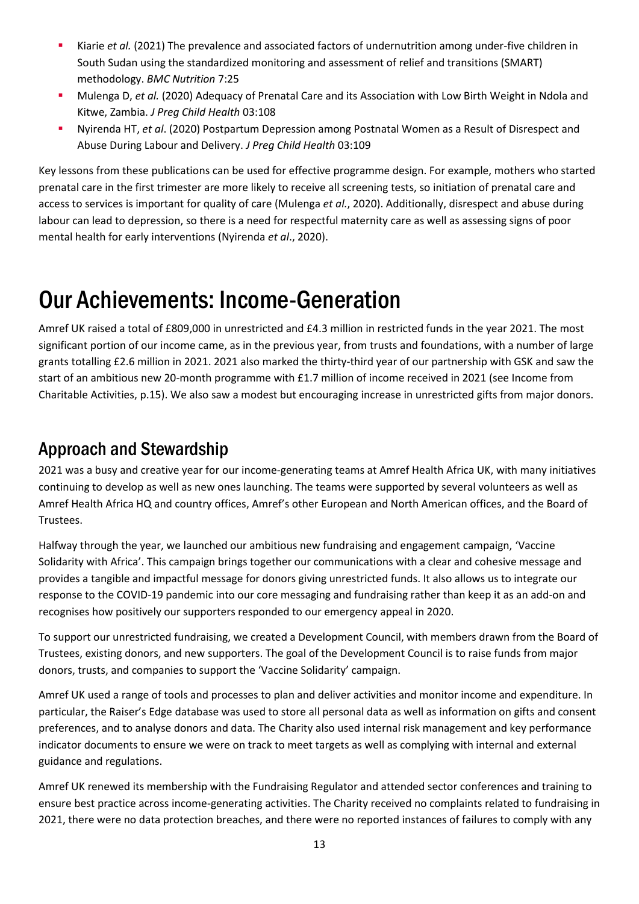- Kiarie *et al.* (2021) The prevalence and associated factors of undernutrition among under-five children in South Sudan using the standardized monitoring and assessment of relief and transitions (SMART) methodology. *BMC Nutrition* 7:25
- Mulenga D, *et al.* (2020) Adequacy of Prenatal Care and its Association with Low Birth Weight in Ndola and Kitwe, Zambia. *J Preg Child Health* 03:108
- Nyirenda HT, *et al*. (2020) Postpartum Depression among Postnatal Women as a Result of Disrespect and Abuse During Labour and Delivery. *J Preg Child Health* 03:109

Key lessons from these publications can be used for effective programme design. For example, mothers who started prenatal care in the first trimester are more likely to receive all screening tests, so initiation of prenatal care and access to services is important for quality of care (Mulenga *et al.*, 2020). Additionally, disrespect and abuse during labour can lead to depression, so there is a need for respectful maternity care as well as assessing signs of poor mental health for early interventions (Nyirenda *et al*., 2020).

# Our Achievements: Income-Generation

Amref UK raised a total of £809,000 in unrestricted and £4.3 million in restricted funds in the year 2021. The most significant portion of our income came, as in the previous year, from trusts and foundations, with a number of large grants totalling £2.6 million in 2021. 2021 also marked the thirty-third year of our partnership with GSK and saw the start of an ambitious new 20-month programme with £1.7 million of income received in 2021 (see Income from Charitable Activities, p.15). We also saw a modest but encouraging increase in unrestricted gifts from major donors.

## Approach and Stewardship

2021 was a busy and creative year for our income-generating teams at Amref Health Africa UK, with many initiatives continuing to develop as well as new ones launching. The teams were supported by several volunteers as well as Amref Health Africa HQ and country offices, Amref's other European and North American offices, and the Board of Trustees.

Halfway through the year, we launched our ambitious new fundraising and engagement campaign, 'Vaccine Solidarity with Africa'. This campaign brings together our communications with a clear and cohesive message and provides a tangible and impactful message for donors giving unrestricted funds. It also allows us to integrate our response to the COVID-19 pandemic into our core messaging and fundraising rather than keep it as an add-on and recognises how positively our supporters responded to our emergency appeal in 2020.

To support our unrestricted fundraising, we created a Development Council, with members drawn from the Board of Trustees, existing donors, and new supporters. The goal of the Development Council is to raise funds from major donors, trusts, and companies to support the 'Vaccine Solidarity' campaign.

Amref UK used a range of tools and processes to plan and deliver activities and monitor income and expenditure. In particular, the Raiser's Edge database was used to store all personal data as well as information on gifts and consent preferences, and to analyse donors and data. The Charity also used internal risk management and key performance indicator documents to ensure we were on track to meet targets as well as complying with internal and external guidance and regulations.

Amref UK renewed its membership with the Fundraising Regulator and attended sector conferences and training to ensure best practice across income-generating activities. The Charity received no complaints related to fundraising in 2021, there were no data protection breaches, and there were no reported instances of failures to comply with any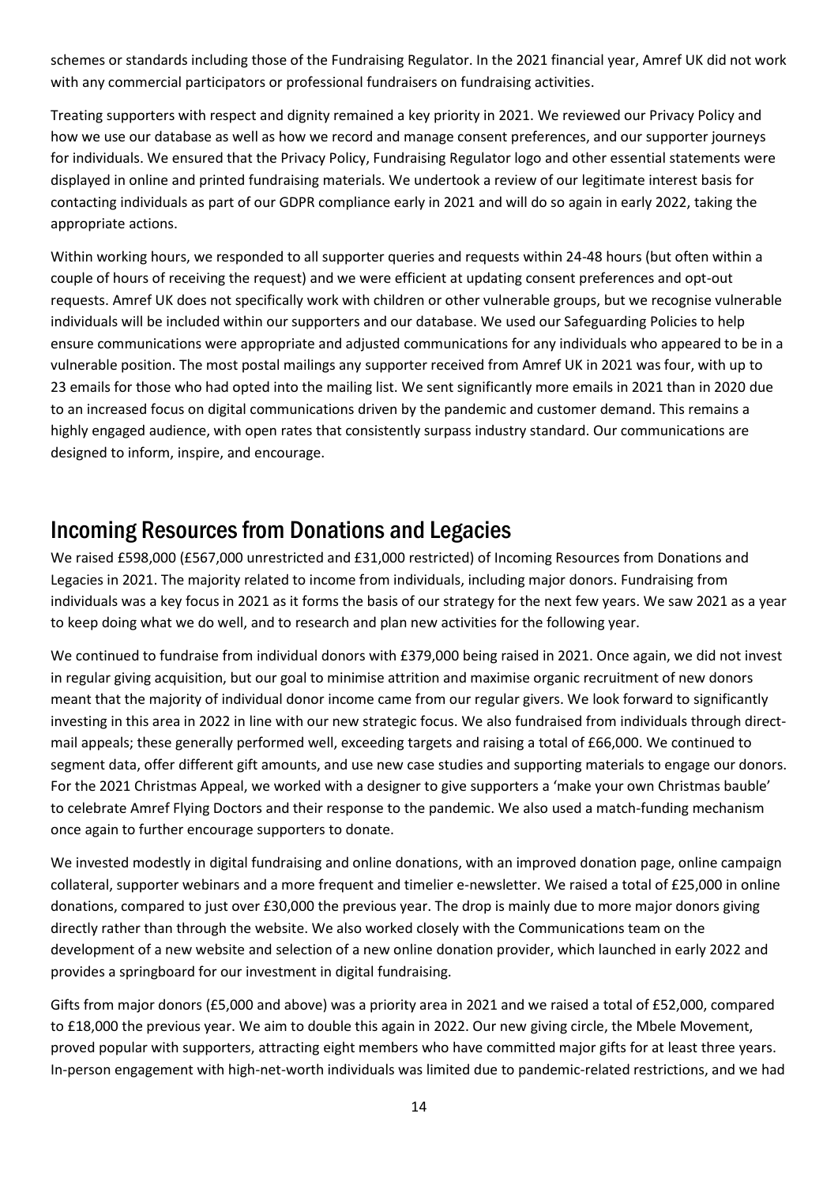schemes or standards including those of the Fundraising Regulator. In the 2021 financial year, Amref UK did not work with any commercial participators or professional fundraisers on fundraising activities.

Treating supporters with respect and dignity remained a key priority in 2021. We reviewed our Privacy Policy and how we use our database as well as how we record and manage consent preferences, and our supporter journeys for individuals. We ensured that the Privacy Policy, Fundraising Regulator logo and other essential statements were displayed in online and printed fundraising materials. We undertook a review of our legitimate interest basis for contacting individuals as part of our GDPR compliance early in 2021 and will do so again in early 2022, taking the appropriate actions.

Within working hours, we responded to all supporter queries and requests within 24-48 hours (but often within a couple of hours of receiving the request) and we were efficient at updating consent preferences and opt-out requests. Amref UK does not specifically work with children or other vulnerable groups, but we recognise vulnerable individuals will be included within our supporters and our database. We used our Safeguarding Policies to help ensure communications were appropriate and adjusted communications for any individuals who appeared to be in a vulnerable position. The most postal mailings any supporter received from Amref UK in 2021 was four, with up to 23 emails for those who had opted into the mailing list. We sent significantly more emails in 2021 than in 2020 due to an increased focus on digital communications driven by the pandemic and customer demand. This remains a highly engaged audience, with open rates that consistently surpass industry standard. Our communications are designed to inform, inspire, and encourage.

## Incoming Resources from Donations and Legacies

We raised £598,000 (£567,000 unrestricted and £31,000 restricted) of Incoming Resources from Donations and Legacies in 2021. The majority related to income from individuals, including major donors. Fundraising from individuals was a key focus in 2021 as it forms the basis of our strategy for the next few years. We saw 2021 as a year to keep doing what we do well, and to research and plan new activities for the following year.

We continued to fundraise from individual donors with £379,000 being raised in 2021. Once again, we did not invest in regular giving acquisition, but our goal to minimise attrition and maximise organic recruitment of new donors meant that the majority of individual donor income came from our regular givers. We look forward to significantly investing in this area in 2022 in line with our new strategic focus. We also fundraised from individuals through direct-mail appeals; these generally performed well, exceeding targets and raising a total of £66,000. We continued to segment data, offer different gift amounts, and use new case studies and supporting materials to engage our donors. For the 2021 Christmas Appeal, we worked with a designer to give supporters a 'make your own Christmas bauble' to celebrate Amref Flying Doctors and their response to the pandemic. We also used a match-funding mechanism once again to further encourage supporters to donate.

We invested modestly in digital fundraising and online donations, with an improved donation page, online campaign collateral, supporter webinars and a more frequent and timelier e-newsletter. We raised a total of £25,000 in online donations, compared to just over £30,000 the previous year. The drop is mainly due to more major donors giving directly rather than through the website. We also worked closely with the Communications team on the development of a new website and selection of a new online donation provider, which launched in early 2022 and provides a springboard for our investment in digital fundraising.

Gifts from major donors (£5,000 and above) was a priority area in 2021 and we raised a total of £52,000, compared to £18,000 the previous year. We aim to double this again in 2022. Our new giving circle, the Mbele Movement, proved popular with supporters, attracting eight members who have committed major gifts for at least three years. In-person engagement with high-net-worth individuals was limited due to pandemic-related restrictions, and we had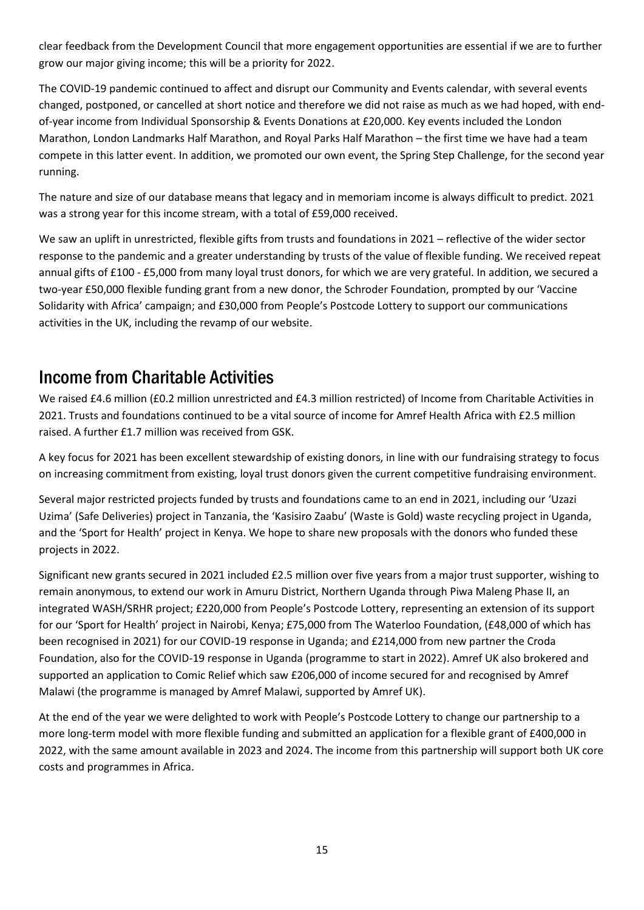clear feedback from the Development Council that more engagement opportunities are essential if we are to further grow our major giving income; this will be a priority for 2022.

The COVID-19 pandemic continued to affect and disrupt our Community and Events calendar, with several events changed, postponed, or cancelled at short notice and therefore we did not raise as much as we had hoped, with end-of-year income from Individual Sponsorship & Events Donations at £20,000. Key events included the London Marathon, London Landmarks Half Marathon, and Royal Parks Half Marathon – the first time we have had a team compete in this latter event. In addition, we promoted our own event, the Spring Step Challenge, for the second year running.

The nature and size of our database means that legacy and in memoriam income is always difficult to predict. 2021 was a strong year for this income stream, with a total of £59,000 received.

We saw an uplift in unrestricted, flexible gifts from trusts and foundations in 2021 – reflective of the wider sector response to the pandemic and a greater understanding by trusts of the value of flexible funding. We received repeat annual gifts of £100 - £5,000 from many loyal trust donors, for which we are very grateful. In addition, we secured a two-year £50,000 flexible funding grant from a new donor, the Schroder Foundation, prompted by our 'Vaccine Solidarity with Africa' campaign; and £30,000 from People's Postcode Lottery to support our communications activities in the UK, including the revamp of our website.

## Income from Charitable Activities

We raised £4.6 million (£0.2 million unrestricted and £4.3 million restricted) of Income from Charitable Activities in 2021. Trusts and foundations continued to be a vital source of income for Amref Health Africa with £2.5 million raised. A further £1.7 million was received from GSK.

A key focus for 2021 has been excellent stewardship of existing donors, in line with our fundraising strategy to focus on increasing commitment from existing, loyal trust donors given the current competitive fundraising environment.

Several major restricted projects funded by trusts and foundations came to an end in 2021, including our 'Uzazi Uzima' (Safe Deliveries) project in Tanzania, the 'Kasisiro Zaabu' (Waste is Gold) waste recycling project in Uganda, and the 'Sport for Health' project in Kenya. We hope to share new proposals with the donors who funded these projects in 2022.

Significant new grants secured in 2021 included £2.5 million over five years from a major trust supporter, wishing to remain anonymous, to extend our work in Amuru District, Northern Uganda through Piwa Maleng Phase II, an integrated WASH/SRHR project; £220,000 from People's Postcode Lottery, representing an extension of its support for our 'Sport for Health' project in Nairobi, Kenya; £75,000 from The Waterloo Foundation, (£48,000 of which has been recognised in 2021) for our COVID-19 response in Uganda; and £214,000 from new partner the Croda Foundation, also for the COVID-19 response in Uganda (programme to start in 2022). Amref UK also brokered and supported an application to Comic Relief which saw £206,000 of income secured for and recognised by Amref Malawi (the programme is managed by Amref Malawi, supported by Amref UK).

At the end of the year we were delighted to work with People's Postcode Lottery to change our partnership to a more long-term model with more flexible funding and submitted an application for a flexible grant of £400,000 in 2022, with the same amount available in 2023 and 2024. The income from this partnership will support both UK core costs and programmes in Africa.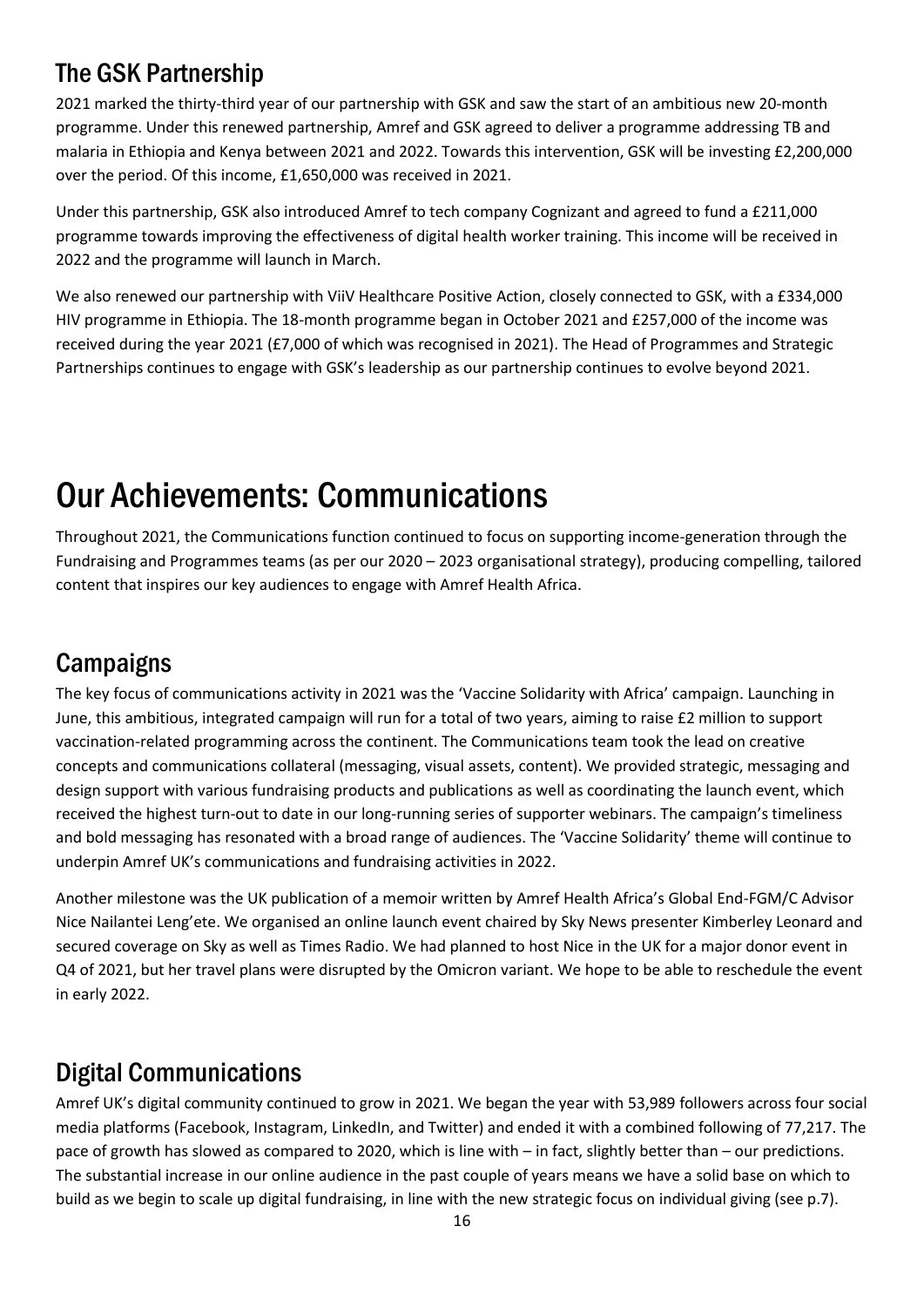## The GSK Partnership

2021 marked the thirty-third year of our partnership with GSK and saw the start of an ambitious new 20-month programme. Under this renewed partnership, Amref and GSK agreed to deliver a programme addressing TB and malaria in Ethiopia and Kenya between 2021 and 2022. Towards this intervention, GSK will be investing £2,200,000 over the period. Of this income, £1,650,000 was received in 2021.

Under this partnership, GSK also introduced Amref to tech company Cognizant and agreed to fund a £211,000 programme towards improving the effectiveness of digital health worker training. This income will be received in 2022 and the programme will launch in March.

We also renewed our partnership with ViiV Healthcare Positive Action, closely connected to GSK, with a £334,000 HIV programme in Ethiopia. The 18-month programme began in October 2021 and £257,000 of the income was received during the year 2021 (£7,000 of which was recognised in 2021). The Head of Programmes and Strategic Partnerships continues to engage with GSK's leadership as our partnership continues to evolve beyond 2021.

# Our Achievements: Communications

Throughout 2021, the Communications function continued to focus on supporting income-generation through the Fundraising and Programmes teams (as per our 2020 – 2023 organisational strategy), producing compelling, tailored content that inspires our key audiences to engage with Amref Health Africa.

## Campaigns

The key focus of communications activity in 2021 was the 'Vaccine Solidarity with Africa' campaign. Launching in June, this ambitious, integrated campaign will run for a total of two years, aiming to raise £2 million to support vaccination-related programming across the continent. The Communications team took the lead on creative concepts and communications collateral (messaging, visual assets, content). We provided strategic, messaging and design support with various fundraising products and publications as well as coordinating the launch event, which received the highest turn-out to date in our long-running series of supporter webinars. The campaign's timeliness and bold messaging has resonated with a broad range of audiences. The 'Vaccine Solidarity' theme will continue to underpin Amref UK's communications and fundraising activities in 2022.

Another milestone was the UK publication of a memoir written by Amref Health Africa's Global End-FGM/C Advisor Nice Nailantei Leng'ete. We organised an online launch event chaired by Sky News presenter Kimberley Leonard and secured coverage on Sky as well as Times Radio. We had planned to host Nice in the UK for a major donor event in Q4 of 2021, but her travel plans were disrupted by the Omicron variant. We hope to be able to reschedule the event in early 2022.

## Digital Communications

Amref UK's digital community continued to grow in 2021. We began the year with 53,989 followers across four social media platforms (Facebook, Instagram, LinkedIn, and Twitter) and ended it with a combined following of 77,217. The pace of growth has slowed as compared to 2020, which is line with – in fact, slightly better than – our predictions. The substantial increase in our online audience in the past couple of years means we have a solid base on which to build as we begin to scale up digital fundraising, in line with the new strategic focus on individual giving (see p.7).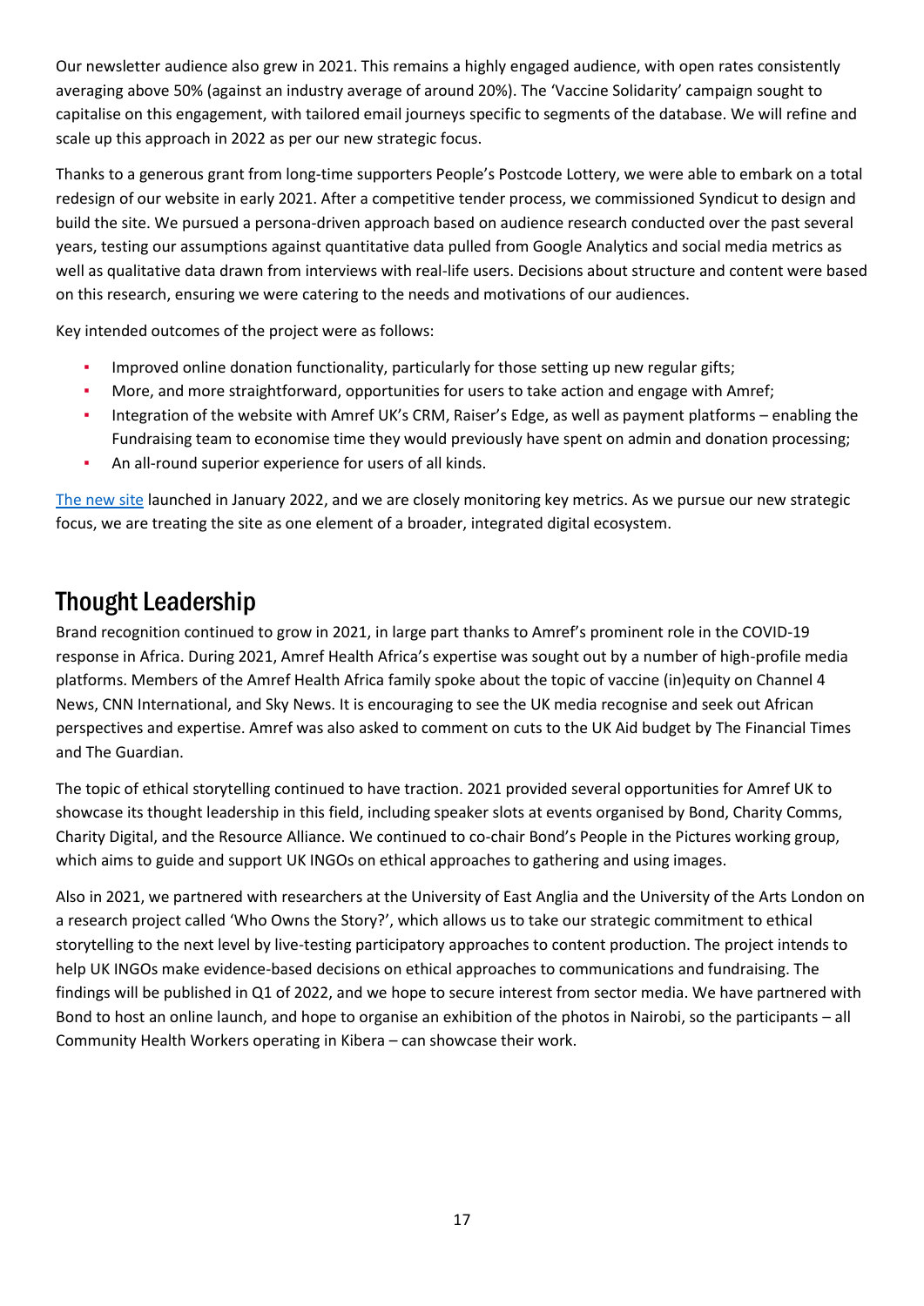Our newsletter audience also grew in 2021. This remains a highly engaged audience, with open rates consistently averaging above 50% (against an industry average of around 20%). The 'Vaccine Solidarity' campaign sought to capitalise on this engagement, with tailored email journeys specific to segments of the database. We will refine and scale up this approach in 2022 as per our new strategic focus.

Thanks to a generous grant from long-time supporters People's Postcode Lottery, we were able to embark on a total redesign of our website in early 2021. After a competitive tender process, we commissioned Syndicut to design and build the site. We pursued a persona-driven approach based on audience research conducted over the past several years, testing our assumptions against quantitative data pulled from Google Analytics and social media metrics as well as qualitative data drawn from interviews with real-life users. Decisions about structure and content were based on this research, ensuring we were catering to the needs and motivations of our audiences.

Key intended outcomes of the project were as follows:

- Improved online donation functionality, particularly for those setting up new regular gifts;
- More, and more straightforward, opportunities for users to take action and engage with Amref;
- Integration of the website with Amref UK's CRM, Raiser's Edge, as well as payment platforms – enabling the Fundraising team to economise time they would previously have spent on admin and donation processing;
- An all-round superior experience for users of all kinds.

The new site launched in January 2022, and we are closely monitoring key metrics. As we pursue our new strategic focus, we are treating the site as one element of a broader, integrated digital ecosystem.

## Thought Leadership

Brand recognition continued to grow in 2021, in large part thanks to Amref's prominent role in the COVID-19 response in Africa. During 2021, Amref Health Africa's expertise was sought out by a number of high-profile media platforms. Members of the Amref Health Africa family spoke about the topic of vaccine (in)equity on Channel 4 News, CNN International, and Sky News. It is encouraging to see the UK media recognise and seek out African perspectives and expertise. Amref was also asked to comment on cuts to the UK Aid budget by The Financial Times and The Guardian.

The topic of ethical storytelling continued to have traction. 2021 provided several opportunities for Amref UK to showcase its thought leadership in this field, including speaker slots at events organised by Bond, Charity Comms, Charity Digital, and the Resource Alliance. We continued to co-chair Bond's People in the Pictures working group, which aims to guide and support UK INGOs on ethical approaches to gathering and using images.

Also in 2021, we partnered with researchers at the University of East Anglia and the University of the Arts London on a research project called 'Who Owns the Story?', which allows us to take our strategic commitment to ethical storytelling to the next level by live-testing participatory approaches to content production. The project intends to help UK INGOs make evidence-based decisions on ethical approaches to communications and fundraising. The findings will be published in Q1 of 2022, and we hope to secure interest from sector media. We have partnered with Bond to host an online launch, and hope to organise an exhibition of the photos in Nairobi, so the participants – all Community Health Workers operating in Kibera – can showcase their work.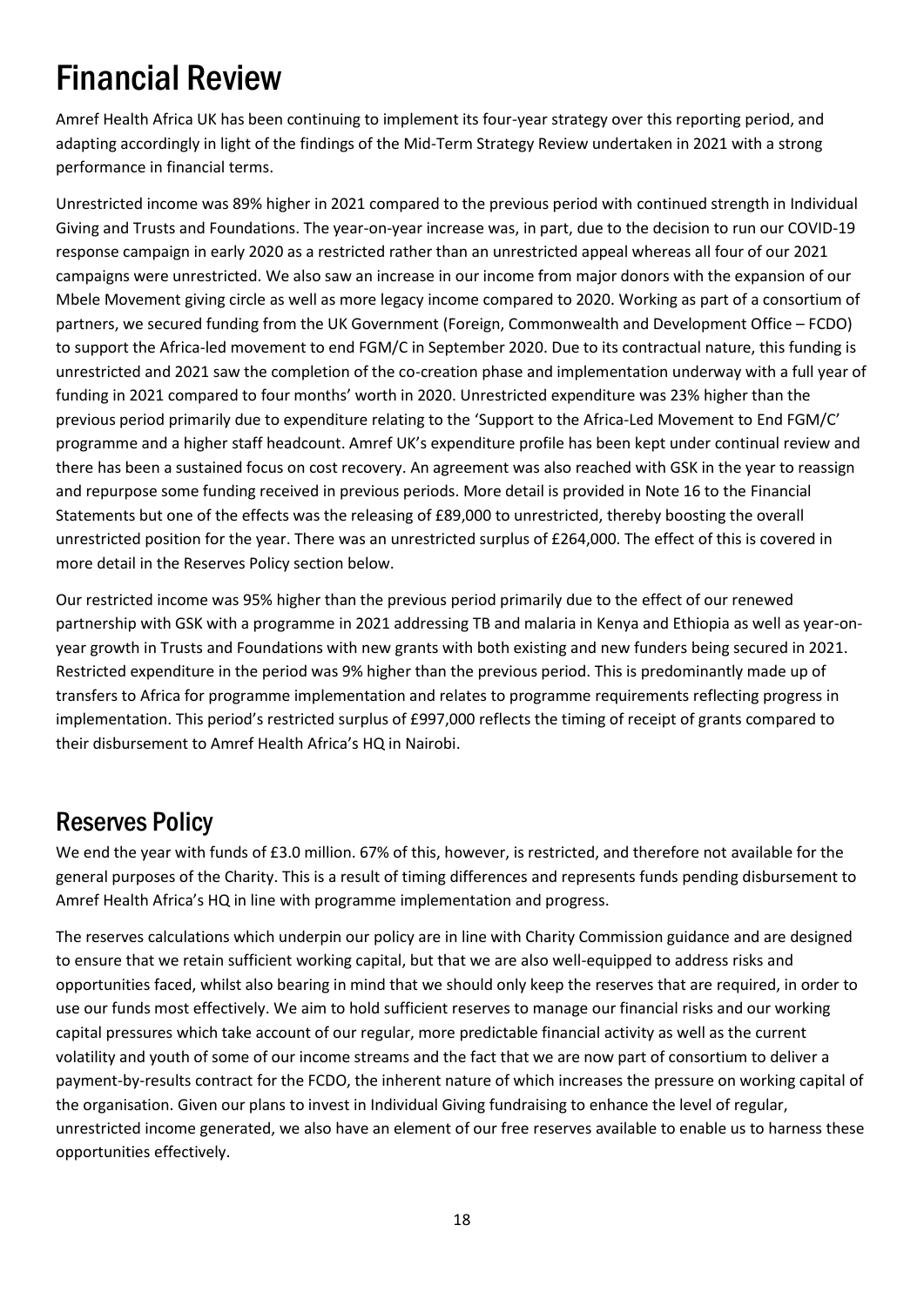# Financial Review

Amref Health Africa UK has been continuing to implement its four-year strategy over this reporting period, and adapting accordingly in light of the findings of the Mid-Term Strategy Review undertaken in 2021 with a strong performance in financial terms.

Unrestricted income was 89% higher in 2021 compared to the previous period with continued strength in Individual Giving and Trusts and Foundations. The year-on-year increase was, in part, due to the decision to run our COVID-19 response campaign in early 2020 as a restricted rather than an unrestricted appeal whereas all four of our 2021 campaigns were unrestricted. We also saw an increase in our income from major donors with the expansion of our Mbele Movement giving circle as well as more legacy income compared to 2020. Working as part of a consortium of partners, we secured funding from the UK Government (Foreign, Commonwealth and Development Office – FCDO) to support the Africa-led movement to end FGM/C in September 2020. Due to its contractual nature, this funding is unrestricted and 2021 saw the completion of the co-creation phase and implementation underway with a full year of funding in 2021 compared to four months' worth in 2020. Unrestricted expenditure was 23% higher than the previous period primarily due to expenditure relating to the 'Support to the Africa-Led Movement to End FGM/C' programme and a higher staff headcount. Amref UK's expenditure profile has been kept under continual review and there has been a sustained focus on cost recovery. An agreement was also reached with GSK in the year to reassign and repurpose some funding received in previous periods. More detail is provided in Note 16 to the Financial Statements but one of the effects was the releasing of £89,000 to unrestricted, thereby boosting the overall unrestricted position for the year. There was an unrestricted surplus of £264,000. The effect of this is covered in more detail in the Reserves Policy section below.

Our restricted income was 95% higher than the previous period primarily due to the effect of our renewed partnership with GSK with a programme in 2021 addressing TB and malaria in Kenya and Ethiopia as well as year-on-year growth in Trusts and Foundations with new grants with both existing and new funders being secured in 2021. Restricted expenditure in the period was 9% higher than the previous period. This is predominantly made up of transfers to Africa for programme implementation and relates to programme requirements reflecting progress in implementation. This period's restricted surplus of £997,000 reflects the timing of receipt of grants compared to their disbursement to Amref Health Africa's HQ in Nairobi.

## Reserves Policy

We end the year with funds of £3.0 million. 67% of this, however, is restricted, and therefore not available for the general purposes of the Charity. This is a result of timing differences and represents funds pending disbursement to Amref Health Africa's HQ in line with programme implementation and progress.

The reserves calculations which underpin our policy are in line with Charity Commission guidance and are designed to ensure that we retain sufficient working capital, but that we are also well-equipped to address risks and opportunities faced, whilst also bearing in mind that we should only keep the reserves that are required, in order to use our funds most effectively. We aim to hold sufficient reserves to manage our financial risks and our working capital pressures which take account of our regular, more predictable financial activity as well as the current volatility and youth of some of our income streams and the fact that we are now part of consortium to deliver a payment-by-results contract for the FCDO, the inherent nature of which increases the pressure on working capital of the organisation. Given our plans to invest in Individual Giving fundraising to enhance the level of regular, unrestricted income generated, we also have an element of our free reserves available to enable us to harness these opportunities effectively.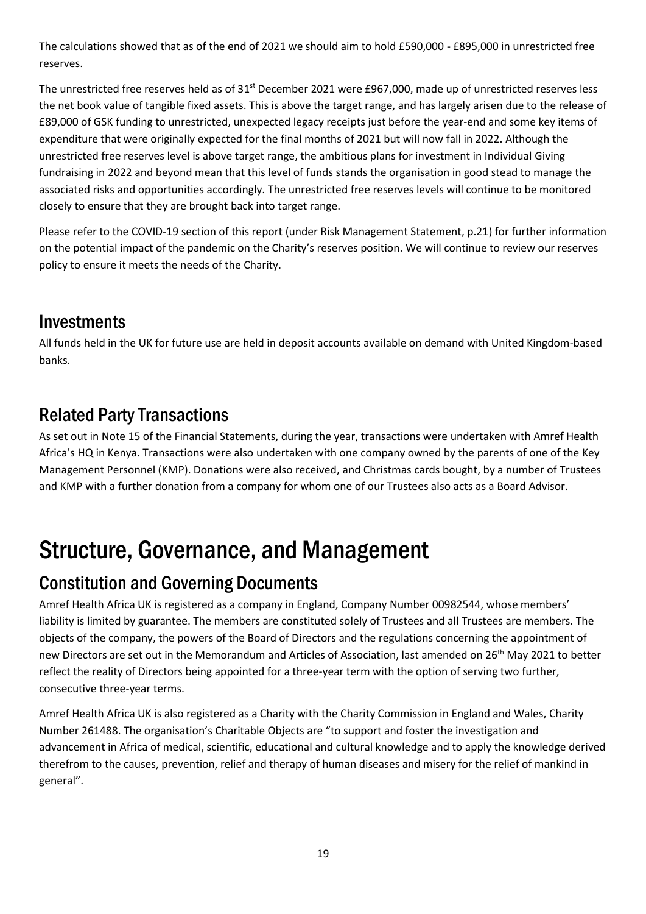The calculations showed that as of the end of 2021 we should aim to hold £590,000 - £895,000 in unrestricted free reserves.

The unrestricted free reserves held as of 31st December 2021 were £967,000, made up of unrestricted reserves less the net book value of tangible fixed assets. This is above the target range, and has largely arisen due to the release of £89,000 of GSK funding to unrestricted, unexpected legacy receipts just before the year-end and some key items of expenditure that were originally expected for the final months of 2021 but will now fall in 2022. Although the unrestricted free reserves level is above target range, the ambitious plans for investment in Individual Giving fundraising in 2022 and beyond mean that this level of funds stands the organisation in good stead to manage the associated risks and opportunities accordingly. The unrestricted free reserves levels will continue to be monitored closely to ensure that they are brought back into target range.

Please refer to the COVID-19 section of this report (under Risk Management Statement, p.21) for further information on the potential impact of the pandemic on the Charity's reserves position. We will continue to review our reserves policy to ensure it meets the needs of the Charity.

## Investments

All funds held in the UK for future use are held in deposit accounts available on demand with United Kingdom-based banks.

## Related Party Transactions

As set out in Note 15 of the Financial Statements, during the year, transactions were undertaken with Amref Health Africa's HQ in Kenya. Transactions were also undertaken with one company owned by the parents of one of the Key Management Personnel (KMP). Donations were also received, and Christmas cards bought, by a number of Trustees and KMP with a further donation from a company for whom one of our Trustees also acts as a Board Advisor.

# Structure, Governance, and Management

## Constitution and Governing Documents

Amref Health Africa UK is registered as a company in England, Company Number 00982544, whose members' liability is limited by guarantee. The members are constituted solely of Trustees and all Trustees are members. The objects of the company, the powers of the Board of Directors and the regulations concerning the appointment of new Directors are set out in the Memorandum and Articles of Association, last amended on 26th May 2021 to better reflect the reality of Directors being appointed for a three-year term with the option of serving two further, consecutive three-year terms.

Amref Health Africa UK is also registered as a Charity with the Charity Commission in England and Wales, Charity Number 261488. The organisation's Charitable Objects are "to support and foster the investigation and advancement in Africa of medical, scientific, educational and cultural knowledge and to apply the knowledge derived therefrom to the causes, prevention, relief and therapy of human diseases and misery for the relief of mankind in general".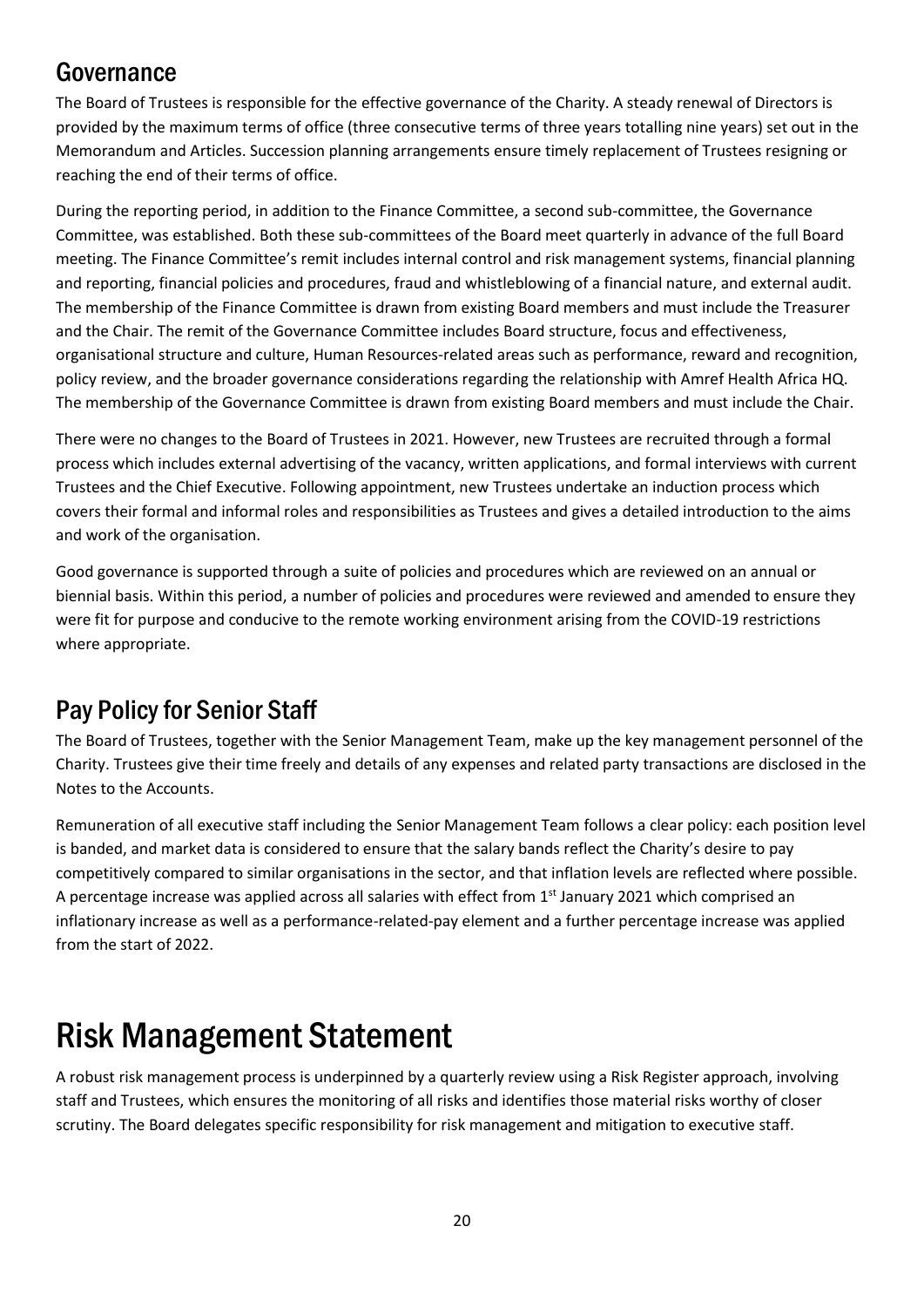## Governance

The Board of Trustees is responsible for the effective governance of the Charity. A steady renewal of Directors is provided by the maximum terms of office (three consecutive terms of three years totalling nine years) set out in the Memorandum and Articles. Succession planning arrangements ensure timely replacement of Trustees resigning or reaching the end of their terms of office.

During the reporting period, in addition to the Finance Committee, a second sub-committee, the Governance Committee, was established. Both these sub-committees of the Board meet quarterly in advance of the full Board meeting. The Finance Committee's remit includes internal control and risk management systems, financial planning and reporting, financial policies and procedures, fraud and whistleblowing of a financial nature, and external audit. The membership of the Finance Committee is drawn from existing Board members and must include the Treasurer and the Chair. The remit of the Governance Committee includes Board structure, focus and effectiveness, organisational structure and culture, Human Resources-related areas such as performance, reward and recognition, policy review, and the broader governance considerations regarding the relationship with Amref Health Africa HQ. The membership of the Governance Committee is drawn from existing Board members and must include the Chair.

There were no changes to the Board of Trustees in 2021. However, new Trustees are recruited through a formal process which includes external advertising of the vacancy, written applications, and formal interviews with current Trustees and the Chief Executive. Following appointment, new Trustees undertake an induction process which covers their formal and informal roles and responsibilities as Trustees and gives a detailed introduction to the aims and work of the organisation.

Good governance is supported through a suite of policies and procedures which are reviewed on an annual or biennial basis. Within this period, a number of policies and procedures were reviewed and amended to ensure they were fit for purpose and conducive to the remote working environment arising from the COVID-19 restrictions where appropriate.

## Pay Policy for Senior Staff

The Board of Trustees, together with the Senior Management Team, make up the key management personnel of the Charity. Trustees give their time freely and details of any expenses and related party transactions are disclosed in the Notes to the Accounts.

Remuneration of all executive staff including the Senior Management Team follows a clear policy: each position level is banded, and market data is considered to ensure that the salary bands reflect the Charity's desire to pay competitively compared to similar organisations in the sector, and that inflation levels are reflected where possible. A percentage increase was applied across all salaries with effect from 1st January 2021 which comprised an inflationary increase as well as a performance-related-pay element and a further percentage increase was applied from the start of 2022.

# Risk Management Statement

A robust risk management process is underpinned by a quarterly review using a Risk Register approach, involving staff and Trustees, which ensures the monitoring of all risks and identifies those material risks worthy of closer scrutiny. The Board delegates specific responsibility for risk management and mitigation to executive staff.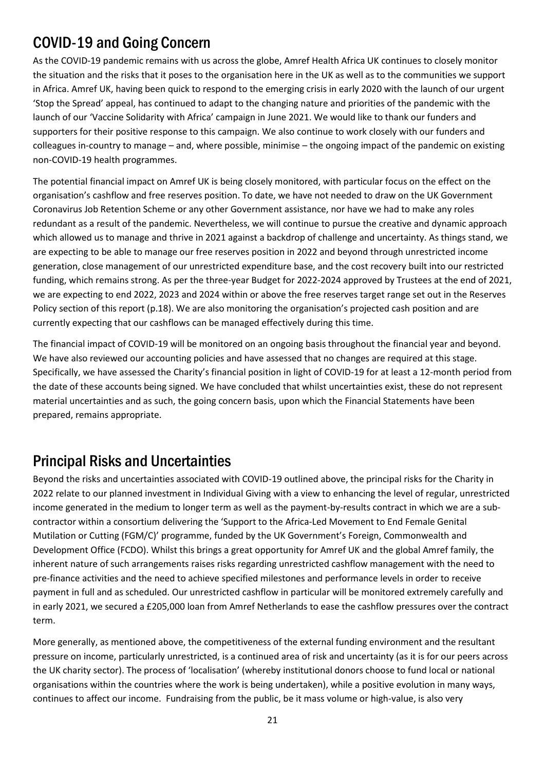## COVID-19 and Going Concern

As the COVID-19 pandemic remains with us across the globe, Amref Health Africa UK continues to closely monitor the situation and the risks that it poses to the organisation here in the UK as well as to the communities we support in Africa. Amref UK, having been quick to respond to the emerging crisis in early 2020 with the launch of our urgent 'Stop the Spread' appeal, has continued to adapt to the changing nature and priorities of the pandemic with the launch of our 'Vaccine Solidarity with Africa' campaign in June 2021. We would like to thank our funders and supporters for their positive response to this campaign. We also continue to work closely with our funders and colleagues in-country to manage – and, where possible, minimise – the ongoing impact of the pandemic on existing non-COVID-19 health programmes.

The potential financial impact on Amref UK is being closely monitored, with particular focus on the effect on the organisation's cashflow and free reserves position. To date, we have not needed to draw on the UK Government Coronavirus Job Retention Scheme or any other Government assistance, nor have we had to make any roles redundant as a result of the pandemic. Nevertheless, we will continue to pursue the creative and dynamic approach which allowed us to manage and thrive in 2021 against a backdrop of challenge and uncertainty. As things stand, we are expecting to be able to manage our free reserves position in 2022 and beyond through unrestricted income generation, close management of our unrestricted expenditure base, and the cost recovery built into our restricted funding, which remains strong. As per the three-year Budget for 2022-2024 approved by Trustees at the end of 2021, we are expecting to end 2022, 2023 and 2024 within or above the free reserves target range set out in the Reserves Policy section of this report (p.18). We are also monitoring the organisation's projected cash position and are currently expecting that our cashflows can be managed effectively during this time.

The financial impact of COVID-19 will be monitored on an ongoing basis throughout the financial year and beyond. We have also reviewed our accounting policies and have assessed that no changes are required at this stage. Specifically, we have assessed the Charity's financial position in light of COVID-19 for at least a 12-month period from the date of these accounts being signed. We have concluded that whilst uncertainties exist, these do not represent material uncertainties and as such, the going concern basis, upon which the Financial Statements have been prepared, remains appropriate.

## Principal Risks and Uncertainties

Beyond the risks and uncertainties associated with COVID-19 outlined above, the principal risks for the Charity in 2022 relate to our planned investment in Individual Giving with a view to enhancing the level of regular, unrestricted income generated in the medium to longer term as well as the payment-by-results contract in which we are a sub-contractor within a consortium delivering the 'Support to the Africa-Led Movement to End Female Genital Mutilation or Cutting (FGM/C)' programme, funded by the UK Government's Foreign, Commonwealth and Development Office (FCDO). Whilst this brings a great opportunity for Amref UK and the global Amref family, the inherent nature of such arrangements raises risks regarding unrestricted cashflow management with the need to pre-finance activities and the need to achieve specified milestones and performance levels in order to receive payment in full and as scheduled. Our unrestricted cashflow in particular will be monitored extremely carefully and in early 2021, we secured a £205,000 loan from Amref Netherlands to ease the cashflow pressures over the contract term.

More generally, as mentioned above, the competitiveness of the external funding environment and the resultant pressure on income, particularly unrestricted, is a continued area of risk and uncertainty (as it is for our peers across the UK charity sector). The process of 'localisation' (whereby institutional donors choose to fund local or national organisations within the countries where the work is being undertaken), while a positive evolution in many ways, continues to affect our income. Fundraising from the public, be it mass volume or high-value, is also very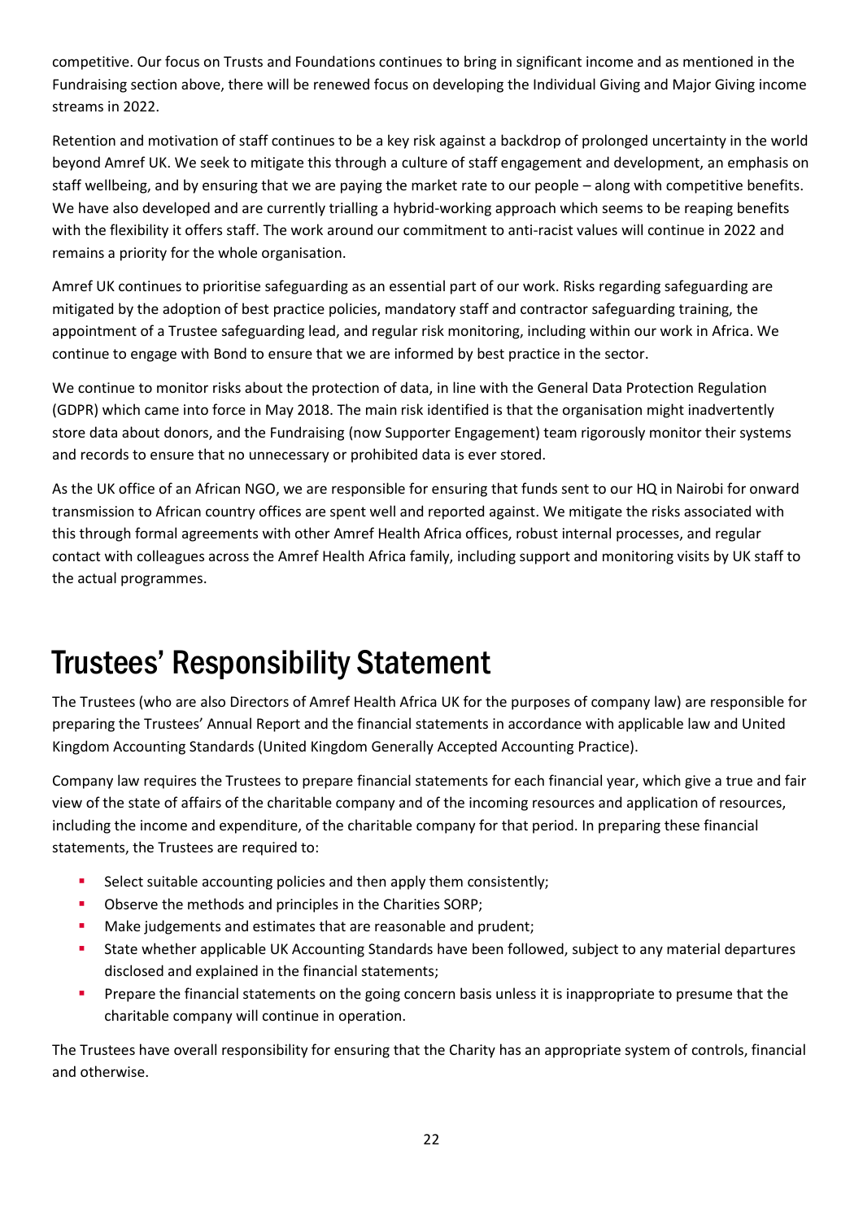competitive. Our focus on Trusts and Foundations continues to bring in significant income and as mentioned in the Fundraising section above, there will be renewed focus on developing the Individual Giving and Major Giving income streams in 2022.

Retention and motivation of staff continues to be a key risk against a backdrop of prolonged uncertainty in the world beyond Amref UK. We seek to mitigate this through a culture of staff engagement and development, an emphasis on staff wellbeing, and by ensuring that we are paying the market rate to our people – along with competitive benefits. We have also developed and are currently trialling a hybrid-working approach which seems to be reaping benefits with the flexibility it offers staff. The work around our commitment to anti-racist values will continue in 2022 and remains a priority for the whole organisation.

Amref UK continues to prioritise safeguarding as an essential part of our work. Risks regarding safeguarding are mitigated by the adoption of best practice policies, mandatory staff and contractor safeguarding training, the appointment of a Trustee safeguarding lead, and regular risk monitoring, including within our work in Africa. We continue to engage with Bond to ensure that we are informed by best practice in the sector.

We continue to monitor risks about the protection of data, in line with the General Data Protection Regulation (GDPR) which came into force in May 2018. The main risk identified is that the organisation might inadvertently store data about donors, and the Fundraising (now Supporter Engagement) team rigorously monitor their systems and records to ensure that no unnecessary or prohibited data is ever stored.

As the UK office of an African NGO, we are responsible for ensuring that funds sent to our HQ in Nairobi for onward transmission to African country offices are spent well and reported against. We mitigate the risks associated with this through formal agreements with other Amref Health Africa offices, robust internal processes, and regular contact with colleagues across the Amref Health Africa family, including support and monitoring visits by UK staff to the actual programmes.

# Trustees' Responsibility Statement

The Trustees (who are also Directors of Amref Health Africa UK for the purposes of company law) are responsible for preparing the Trustees' Annual Report and the financial statements in accordance with applicable law and United Kingdom Accounting Standards (United Kingdom Generally Accepted Accounting Practice).

Company law requires the Trustees to prepare financial statements for each financial year, which give a true and fair view of the state of affairs of the charitable company and of the incoming resources and application of resources, including the income and expenditure, of the charitable company for that period. In preparing these financial statements, the Trustees are required to:

- Select suitable accounting policies and then apply them consistently;
- Observe the methods and principles in the Charities SORP;
- Make judgements and estimates that are reasonable and prudent;
- State whether applicable UK Accounting Standards have been followed, subject to any material departures disclosed and explained in the financial statements;
- Prepare the financial statements on the going concern basis unless it is inappropriate to presume that the charitable company will continue in operation.

The Trustees have overall responsibility for ensuring that the Charity has an appropriate system of controls, financial and otherwise.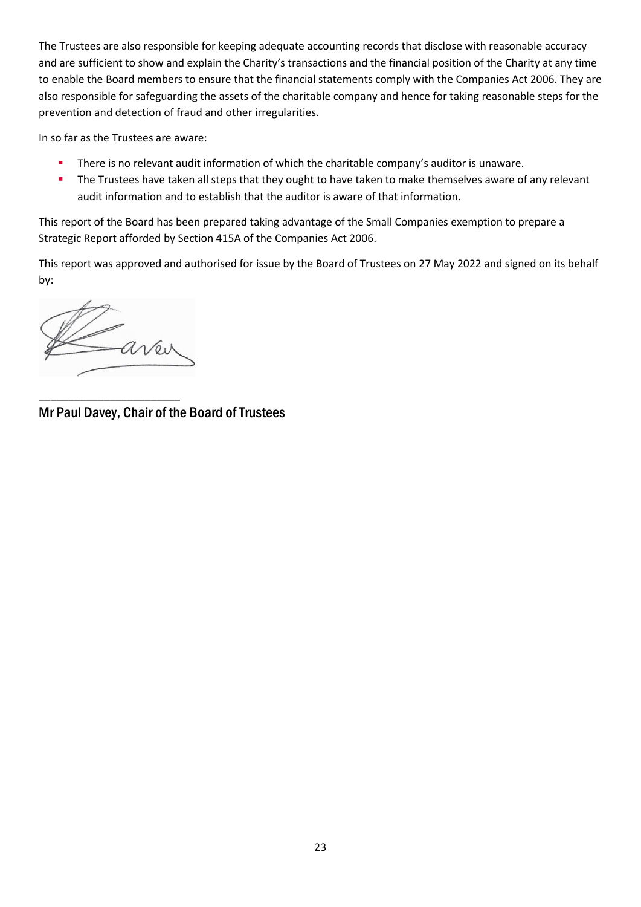The Trustees are also responsible for keeping adequate accounting records that disclose with reasonable accuracy and are sufficient to show and explain the Charity's transactions and the financial position of the Charity at any time to enable the Board members to ensure that the financial statements comply with the Companies Act 2006. They are also responsible for safeguarding the assets of the charitable company and hence for taking reasonable steps for the prevention and detection of fraud and other irregularities.

In so far as the Trustees are aware:

- There is no relevant audit information of which the charitable company's auditor is unaware.
- The Trustees have taken all steps that they ought to have taken to make themselves aware of any relevant audit information and to establish that the auditor is aware of that information.

This report of the Board has been prepared taking advantage of the Small Companies exemption to prepare a Strategic Report afforded by Section 415A of the Companies Act 2006.

This report was approved and authorised for issue by the Board of Trustees on 27 May 2022 and signed on its behalf by:

______________________

**Mr Paul Davey, Chair of the Board of Trustees**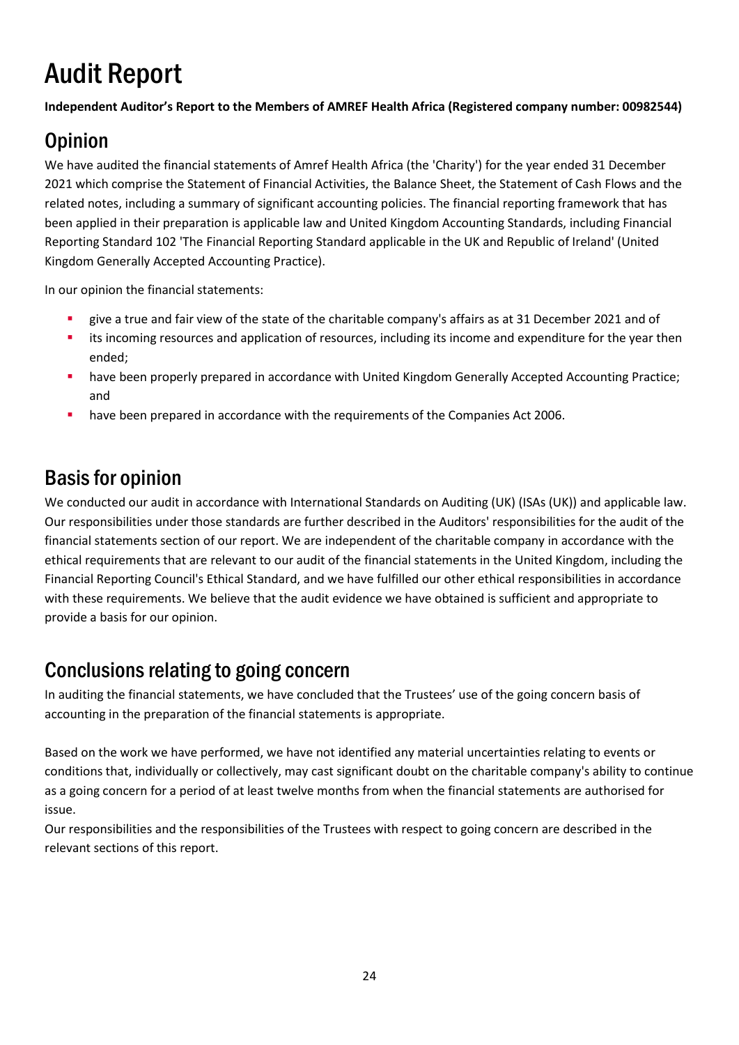# Audit Report

**Independent Auditor's Report to the Members of AMREF Health Africa (Registered company number: 00982544)**

## Opinion

We have audited the financial statements of Amref Health Africa (the 'Charity') for the year ended 31 December 2021 which comprise the Statement of Financial Activities, the Balance Sheet, the Statement of Cash Flows and the related notes, including a summary of significant accounting policies. The financial reporting framework that has been applied in their preparation is applicable law and United Kingdom Accounting Standards, including Financial Reporting Standard 102 'The Financial Reporting Standard applicable in the UK and Republic of Ireland' (United Kingdom Generally Accepted Accounting Practice).

In our opinion the financial statements:

- give a true and fair view of the state of the charitable company's affairs as at 31 December 2021 and of
- its incoming resources and application of resources, including its income and expenditure for the year then ended;
- have been properly prepared in accordance with United Kingdom Generally Accepted Accounting Practice; and
- have been prepared in accordance with the requirements of the Companies Act 2006.

## Basis for opinion

We conducted our audit in accordance with International Standards on Auditing (UK) (ISAs (UK)) and applicable law. Our responsibilities under those standards are further described in the Auditors' responsibilities for the audit of the financial statements section of our report. We are independent of the charitable company in accordance with the ethical requirements that are relevant to our audit of the financial statements in the United Kingdom, including the Financial Reporting Council's Ethical Standard, and we have fulfilled our other ethical responsibilities in accordance with these requirements. We believe that the audit evidence we have obtained is sufficient and appropriate to provide a basis for our opinion.

## Conclusions relating to going concern

In auditing the financial statements, we have concluded that the Trustees' use of the going concern basis of accounting in the preparation of the financial statements is appropriate.

Based on the work we have performed, we have not identified any material uncertainties relating to events or conditions that, individually or collectively, may cast significant doubt on the charitable company's ability to continue as a going concern for a period of at least twelve months from when the financial statements are authorised for issue.

Our responsibilities and the responsibilities of the Trustees with respect to going concern are described in the relevant sections of this report.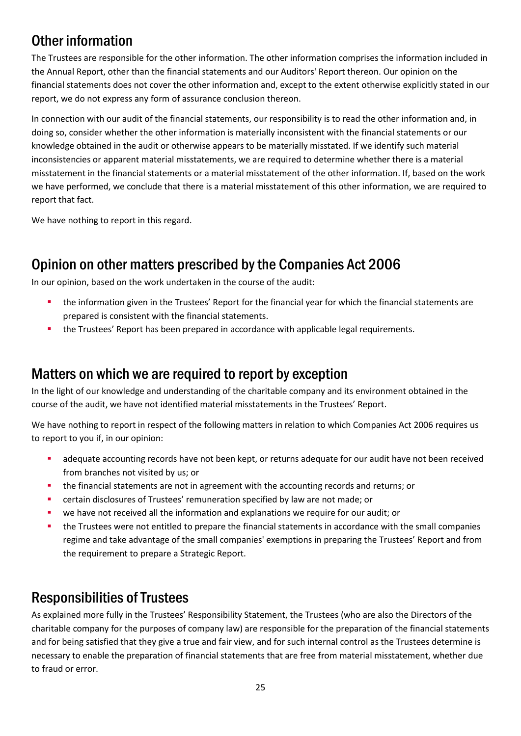## Other information

The Trustees are responsible for the other information. The other information comprises the information included in the Annual Report, other than the financial statements and our Auditors' Report thereon. Our opinion on the financial statements does not cover the other information and, except to the extent otherwise explicitly stated in our report, we do not express any form of assurance conclusion thereon.

In connection with our audit of the financial statements, our responsibility is to read the other information and, in doing so, consider whether the other information is materially inconsistent with the financial statements or our knowledge obtained in the audit or otherwise appears to be materially misstated. If we identify such material inconsistencies or apparent material misstatements, we are required to determine whether there is a material misstatement in the financial statements or a material misstatement of the other information. If, based on the work we have performed, we conclude that there is a material misstatement of this other information, we are required to report that fact.

We have nothing to report in this regard.

## Opinion on other matters prescribed by the Companies Act 2006

In our opinion, based on the work undertaken in the course of the audit:

- the information given in the Trustees' Report for the financial year for which the financial statements are prepared is consistent with the financial statements.
- the Trustees' Report has been prepared in accordance with applicable legal requirements.

## Matters on which we are required to report by exception

In the light of our knowledge and understanding of the charitable company and its environment obtained in the course of the audit, we have not identified material misstatements in the Trustees' Report.

We have nothing to report in respect of the following matters in relation to which Companies Act 2006 requires us to report to you if, in our opinion:

- adequate accounting records have not been kept, or returns adequate for our audit have not been received from branches not visited by us; or
- the financial statements are not in agreement with the accounting records and returns; or
- certain disclosures of Trustees' remuneration specified by law are not made; or
- we have not received all the information and explanations we require for our audit; or
- the Trustees were not entitled to prepare the financial statements in accordance with the small companies regime and take advantage of the small companies' exemptions in preparing the Trustees' Report and from the requirement to prepare a Strategic Report.

## Responsibilities of Trustees

As explained more fully in the Trustees' Responsibility Statement, the Trustees (who are also the Directors of the charitable company for the purposes of company law) are responsible for the preparation of the financial statements and for being satisfied that they give a true and fair view, and for such internal control as the Trustees determine is necessary to enable the preparation of financial statements that are free from material misstatement, whether due to fraud or error.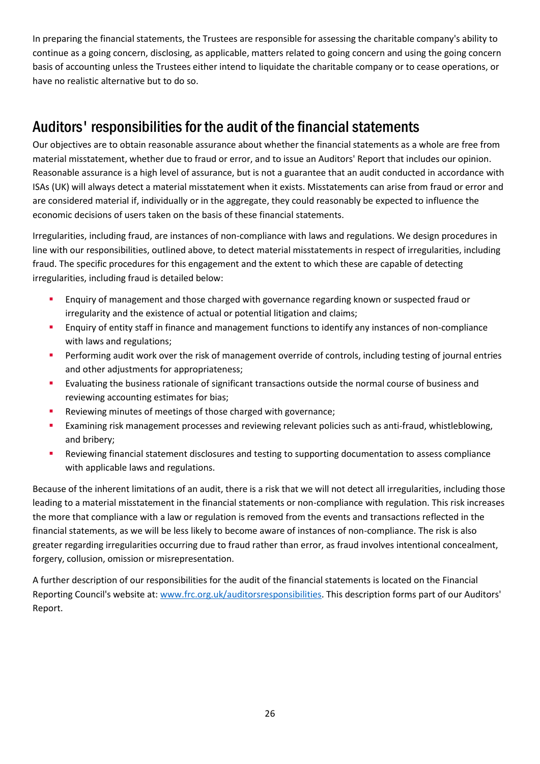In preparing the financial statements, the Trustees are responsible for assessing the charitable company's ability to continue as a going concern, disclosing, as applicable, matters related to going concern and using the going concern basis of accounting unless the Trustees either intend to liquidate the charitable company or to cease operations, or have no realistic alternative but to do so.

## Auditors' responsibilities for the audit of the financial statements

Our objectives are to obtain reasonable assurance about whether the financial statements as a whole are free from material misstatement, whether due to fraud or error, and to issue an Auditors' Report that includes our opinion. Reasonable assurance is a high level of assurance, but is not a guarantee that an audit conducted in accordance with ISAs (UK) will always detect a material misstatement when it exists. Misstatements can arise from fraud or error and are considered material if, individually or in the aggregate, they could reasonably be expected to influence the economic decisions of users taken on the basis of these financial statements.

Irregularities, including fraud, are instances of non-compliance with laws and regulations. We design procedures in line with our responsibilities, outlined above, to detect material misstatements in respect of irregularities, including fraud. The specific procedures for this engagement and the extent to which these are capable of detecting irregularities, including fraud is detailed below:

- Enquiry of management and those charged with governance regarding known or suspected fraud or irregularity and the existence of actual or potential litigation and claims;
- Enquiry of entity staff in finance and management functions to identify any instances of non-compliance with laws and regulations;
- Performing audit work over the risk of management override of controls, including testing of journal entries and other adjustments for appropriateness;
- Evaluating the business rationale of significant transactions outside the normal course of business and reviewing accounting estimates for bias;
- Reviewing minutes of meetings of those charged with governance;
- Examining risk management processes and reviewing relevant policies such as anti-fraud, whistleblowing, and bribery;
- Reviewing financial statement disclosures and testing to supporting documentation to assess compliance with applicable laws and regulations.

Because of the inherent limitations of an audit, there is a risk that we will not detect all irregularities, including those leading to a material misstatement in the financial statements or non-compliance with regulation. This risk increases the more that compliance with a law or regulation is removed from the events and transactions reflected in the financial statements, as we will be less likely to become aware of instances of non-compliance. The risk is also greater regarding irregularities occurring due to fraud rather than error, as fraud involves intentional concealment, forgery, collusion, omission or misrepresentation.

A further description of our responsibilities for the audit of the financial statements is located on the Financial Reporting Council's website at: [www.frc.org.uk/auditorsresponsibilities](http://www.frc.org.uk/auditorsresponsibilities). This description forms part of our Auditors' Report.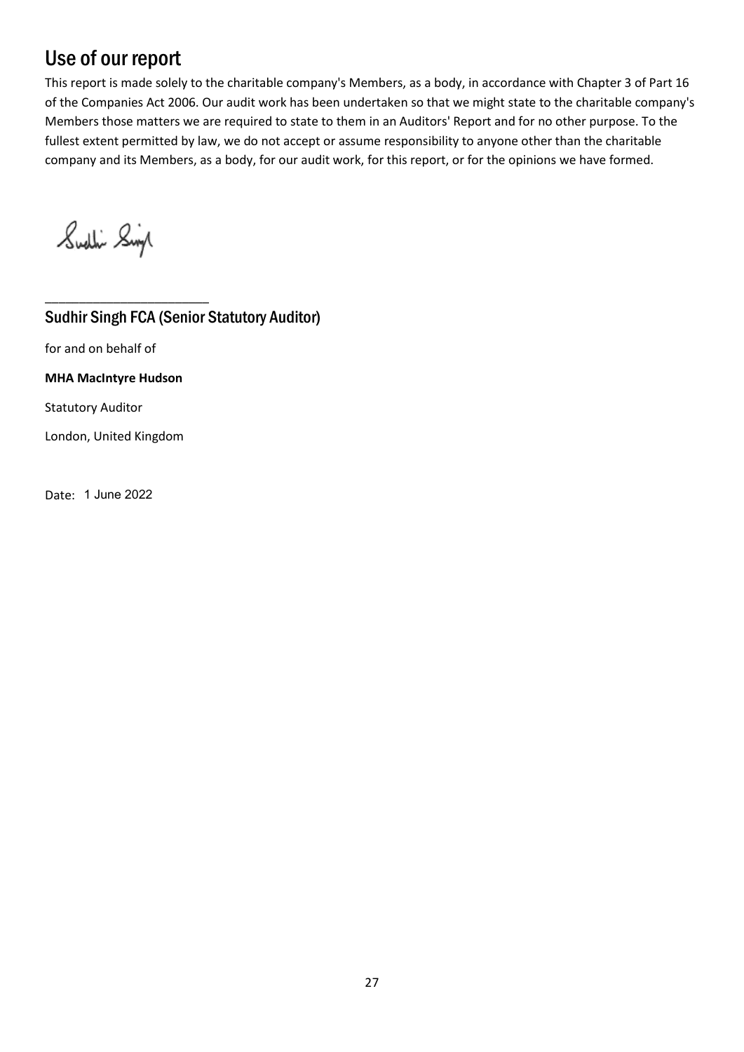## Use of our report

This report is made solely to the charitable company's Members, as a body, in accordance with Chapter 3 of Part 16 of the Companies Act 2006. Our audit work has been undertaken so that we might state to the charitable company's Members those matters we are required to state to them in an Auditors' Report and for no other purpose. To the fullest extent permitted by law, we do not accept or assume responsibility to anyone other than the charitable company and its Members, as a body, for our audit work, for this report, or for the opinions we have formed.

Sudhir Singh

______________________

### Sudhir Singh FCA (Senior Statutory Auditor)

for and on behalf of

**MHA MacIntyre Hudson**

Statutory Auditor

London, United Kingdom

Date: 1 June 2022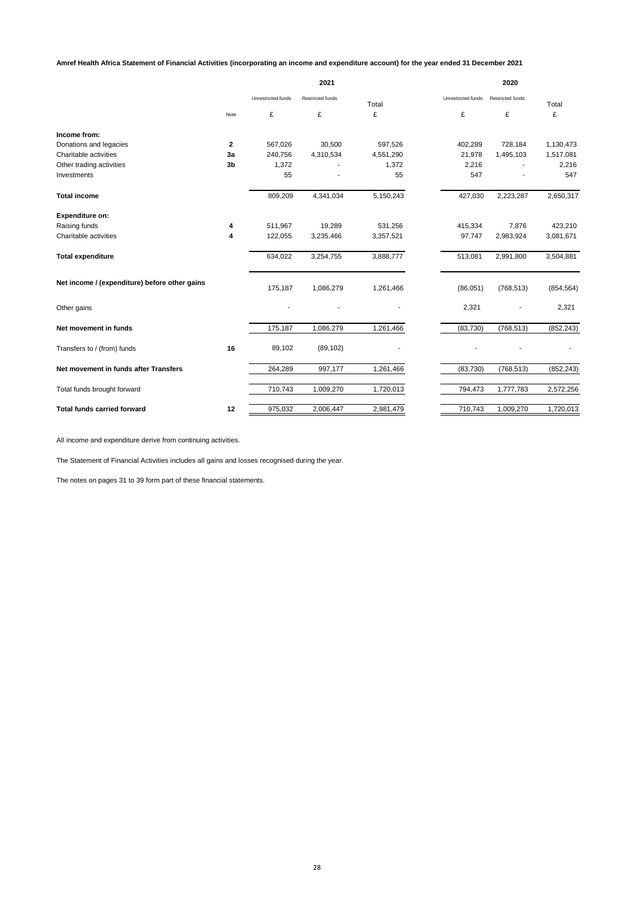**Amref Health Africa Statement of Financial Activities (incorporating an income and expenditure account) for the year ended 31 December 2021**

| | | 2021 | | | 2020 | | |
|---|---|---|---|---|---|---|---|
| | | Unrestricted funds | Restricted funds | Total | Unrestricted funds | Restricted funds | Total |
| | Note | £ | £ | £ | £ | £ | £ |
| **Income from:** | | | | | | | |
| Donations and legacies | **2** | 567,026 | 30,500 | 597,526 | 402,289 | 728,184 | 1,130,473 |
| Charitable activities | **3a** | 240,756 | 4,310,534 | 4,551,290 | 21,978 | 1,495,103 | 1,517,081 |
| Other trading activities | **3b** | 1,372 | - | 1,372 | 2,216 | - | 2,216 |
| Investments | | 55 | - | 55 | 547 | - | 547 |
| **Total income** | | 809,209 | 4,341,034 | 5,150,243 | 427,030 | 2,223,287 | 2,650,317 |
| **Expenditure on:** | | | | | | | |
| Raising funds | **4** | 511,967 | 19,289 | 531,256 | 415,334 | 7,876 | 423,210 |
| Charitable activities | **4** | 122,055 | 3,235,466 | 3,357,521 | 97,747 | 2,983,924 | 3,081,671 |
| **Total expenditure** | | 634,022 | 3,254,755 | 3,888,777 | 513,081 | 2,991,800 | 3,504,881 |
| **Net income / (expenditure) before other gains** | | 175,187 | 1,086,279 | 1,261,466 | (86,051) | (768,513) | (854,564) |
| Other gains | | - | - | - | 2,321 | - | 2,321 |
| **Net movement in funds** | | 175,187 | 1,086,279 | 1,261,466 | (83,730) | (768,513) | (852,243) |
| Transfers to / (from) funds | **16** | 89,102 | (89,102) | - | - | - | - |
| **Net movement in funds after Transfers** | | 264,289 | 997,177 | 1,261,466 | (83,730) | (768,513) | (852,243) |
| Total funds brought forward | | 710,743 | 1,009,270 | 1,720,013 | 794,473 | 1,777,783 | 2,572,256 |
| **Total funds carried forward** | **12** | 975,032 | 2,006,447 | 2,981,479 | 710,743 | 1,009,270 | 1,720,013 |

All income and expenditure derive from continuing activities.

The Statement of Financial Activities includes all gains and losses recognised during the year.

The notes on pages 31 to 39 form part of these financial statements.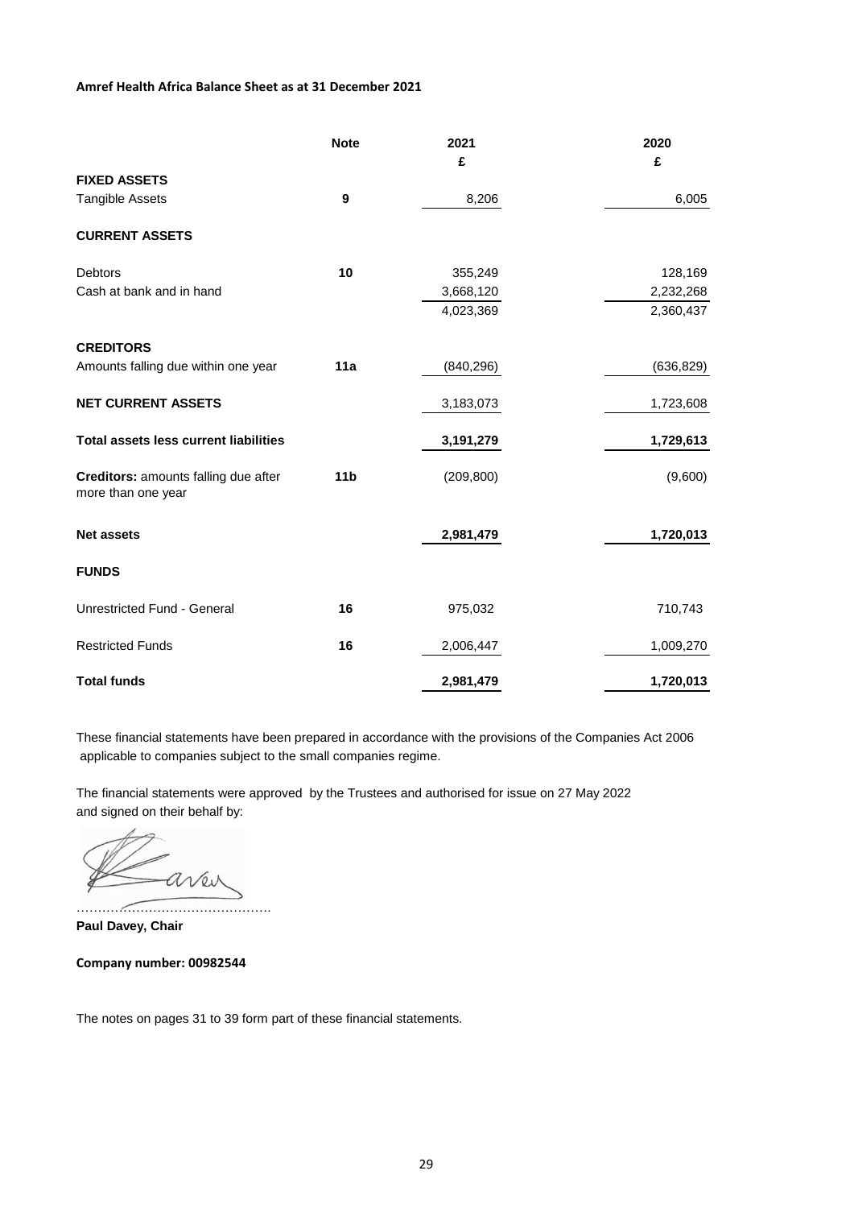**Amref Health Africa Balance Sheet as at 31 December 2021**

| | Note | 2021 | 2020 |
|---|---|---|---|
| | | £ | £ |
| **FIXED ASSETS** | | | |
| Tangible Assets | **9** | 8,206 | 6,005 |
| **CURRENT ASSETS** | | | |
| Debtors | **10** | 355,249 | 128,169 |
| Cash at bank and in hand | | 3,668,120 | 2,232,268 |
| | | 4,023,369 | 2,360,437 |
| **CREDITORS** | | | |
| Amounts falling due within one year | **11a** | (840,296) | (636,829) |
| **NET CURRENT ASSETS** | | 3,183,073 | 1,723,608 |
| **Total assets less current liabilities** | | **3,191,279** | **1,729,613** |
| **Creditors:** amounts falling due after more than one year | **11b** | (209,800) | (9,600) |
| **Net assets** | | **2,981,479** | **1,720,013** |
| **FUNDS** | | | |
| Unrestricted Fund - General | **16** | 975,032 | 710,743 |
| Restricted Funds | **16** | 2,006,447 | 1,009,270 |
| **Total funds** | | **2,981,479** | **1,720,013** |

These financial statements have been prepared in accordance with the provisions of the Companies Act 2006 applicable to companies subject to the small companies regime.

The financial statements were approved by the Trustees and authorised for issue on 27 May 2022 and signed on their behalf by:

……………………………………….

**Paul Davey, Chair**

**Company number: 00982544**

The notes on pages 31 to 39 form part of these financial statements.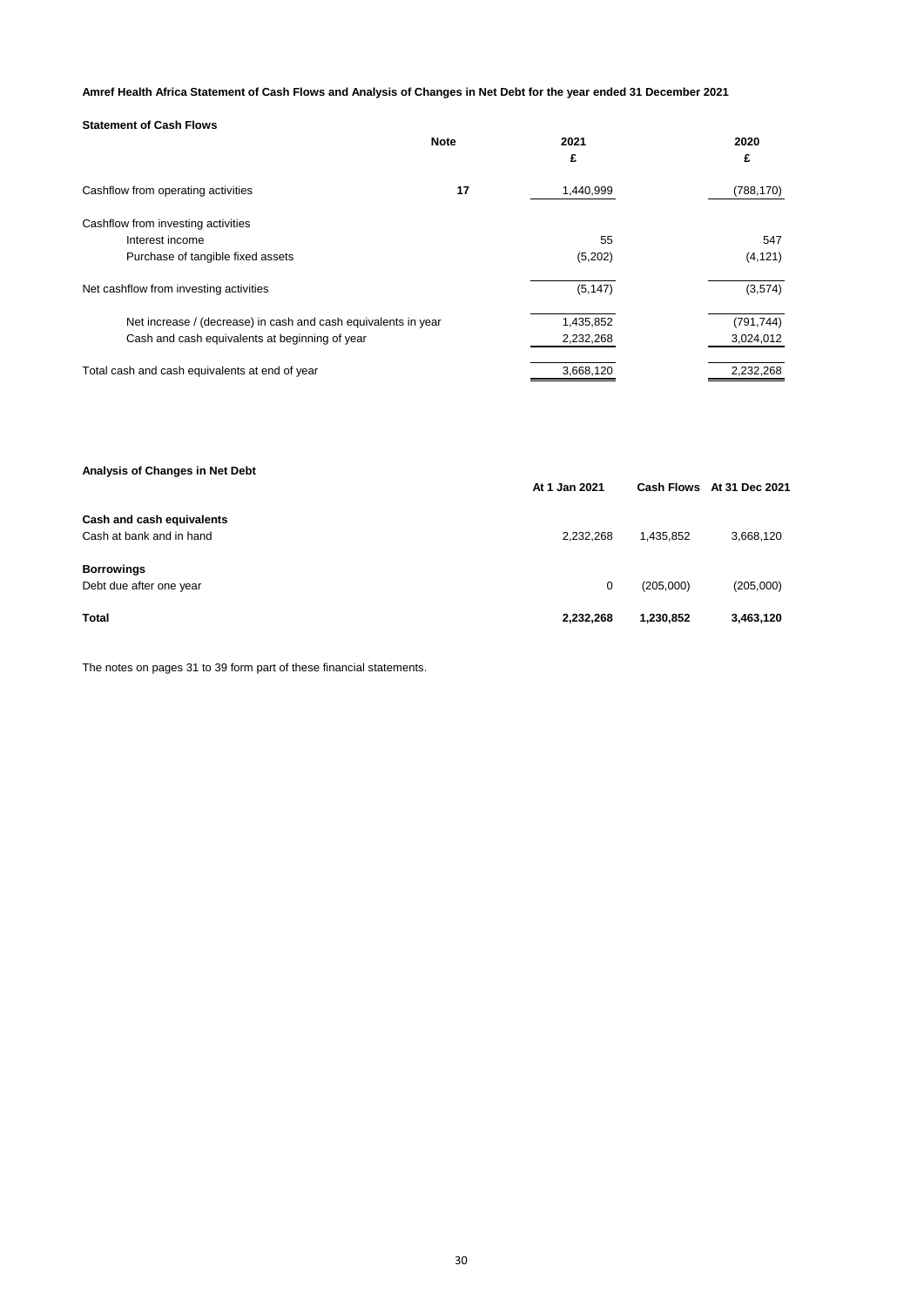**Amref Health Africa Statement of Cash Flows and Analysis of Changes in Net Debt for the year ended 31 December 2021**

**Statement of Cash Flows**

| | Note | 2021 | 2020 |
|---|---|---|---|
| | | £ | £ |
| Cashflow from operating activities | 17 | 1,440,999 | (788,170) |
| Cashflow from investing activities | | | |
| Interest income | | 55 | 547 |
| Purchase of tangible fixed assets | | (5,202) | (4,121) |
| Net cashflow from investing activities | | (5,147) | (3,574) |
| Net increase / (decrease) in cash and cash equivalents in year | | 1,435,852 | (791,744) |
| Cash and cash equivalents at beginning of year | | 2,232,268 | 3,024,012 |
| Total cash and cash equivalents at end of year | | 3,668,120 | 2,232,268 |

**Analysis of Changes in Net Debt**

| | At 1 Jan 2021 | Cash Flows | At 31 Dec 2021 |
|---|---|---|---|
| **Cash and cash equivalents** | | | |
| Cash at bank and in hand | 2,232,268 | 1,435,852 | 3,668,120 |
| **Borrowings** | | | |
| Debt due after one year | 0 | (205,000) | (205,000) |
| **Total** | **2,232,268** | **1,230,852** | **3,463,120** |

The notes on pages 31 to 39 form part of these financial statements.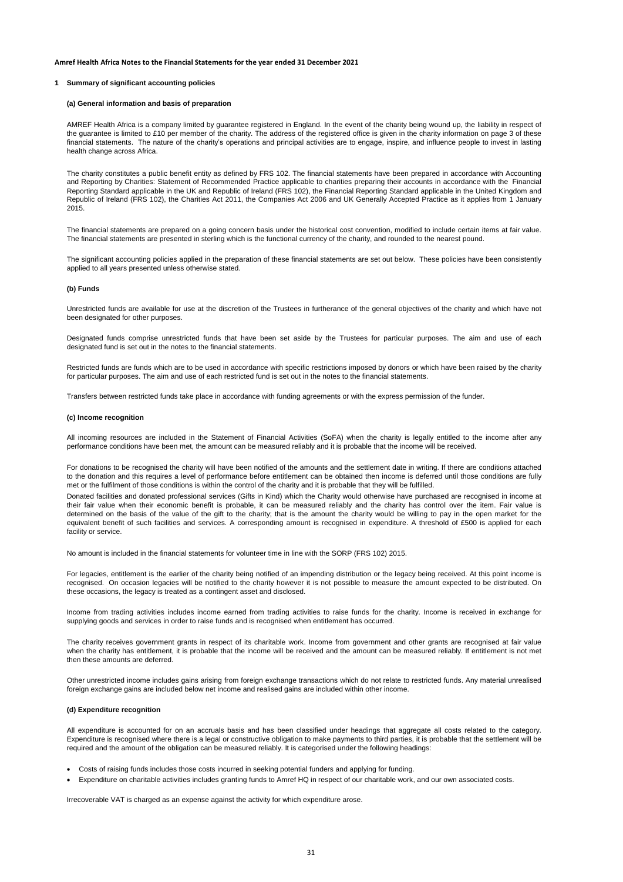**Amref Health Africa Notes to the Financial Statements for the year ended 31 December 2021**

## 1 Summary of significant accounting policies

### (a) General information and basis of preparation

AMREF Health Africa is a company limited by guarantee registered in England. In the event of the charity being wound up, the liability in respect of the guarantee is limited to £10 per member of the charity. The address of the registered office is given in the charity information on page 3 of these financial statements. The nature of the charity's operations and principal activities are to engage, inspire, and influence people to invest in lasting health change across Africa.

The charity constitutes a public benefit entity as defined by FRS 102. The financial statements have been prepared in accordance with Accounting and Reporting by Charities: Statement of Recommended Practice applicable to charities preparing their accounts in accordance with the Financial Reporting Standard applicable in the UK and Republic of Ireland (FRS 102), the Financial Reporting Standard applicable in the United Kingdom and Republic of Ireland (FRS 102), the Charities Act 2011, the Companies Act 2006 and UK Generally Accepted Practice as it applies from 1 January 2015.

The financial statements are prepared on a going concern basis under the historical cost convention, modified to include certain items at fair value. The financial statements are presented in sterling which is the functional currency of the charity, and rounded to the nearest pound.

The significant accounting policies applied in the preparation of these financial statements are set out below. These policies have been consistently applied to all years presented unless otherwise stated.

### (b) Funds

Unrestricted funds are available for use at the discretion of the Trustees in furtherance of the general objectives of the charity and which have not been designated for other purposes.

Designated funds comprise unrestricted funds that have been set aside by the Trustees for particular purposes. The aim and use of each designated fund is set out in the notes to the financial statements.

Restricted funds are funds which are to be used in accordance with specific restrictions imposed by donors or which have been raised by the charity for particular purposes. The aim and use of each restricted fund is set out in the notes to the financial statements.

Transfers between restricted funds take place in accordance with funding agreements or with the express permission of the funder.

### (c) Income recognition

All incoming resources are included in the Statement of Financial Activities (SoFA) when the charity is legally entitled to the income after any performance conditions have been met, the amount can be measured reliably and it is probable that the income will be received.

For donations to be recognised the charity will have been notified of the amounts and the settlement date in writing. If there are conditions attached to the donation and this requires a level of performance before entitlement can be obtained then income is deferred until those conditions are fully met or the fulfilment of those conditions is within the control of the charity and it is probable that they will be fulfilled.

Donated facilities and donated professional services (Gifts in Kind) which the Charity would otherwise have purchased are recognised in income at their fair value when their economic benefit is probable, it can be measured reliably and the charity has control over the item. Fair value is determined on the basis of the value of the gift to the charity; that is the amount the charity would be willing to pay in the open market for the equivalent benefit of such facilities and services. A corresponding amount is recognised in expenditure. A threshold of £500 is applied for each facility or service.

No amount is included in the financial statements for volunteer time in line with the SORP (FRS 102) 2015.

For legacies, entitlement is the earlier of the charity being notified of an impending distribution or the legacy being received. At this point income is recognised. On occasion legacies will be notified to the charity however it is not possible to measure the amount expected to be distributed. On these occasions, the legacy is treated as a contingent asset and disclosed.

Income from trading activities includes income earned from trading activities to raise funds for the charity. Income is received in exchange for supplying goods and services in order to raise funds and is recognised when entitlement has occurred.

The charity receives government grants in respect of its charitable work. Income from government and other grants are recognised at fair value when the charity has entitlement, it is probable that the income will be received and the amount can be measured reliably. If entitlement is not met then these amounts are deferred.

Other unrestricted income includes gains arising from foreign exchange transactions which do not relate to restricted funds. Any material unrealised foreign exchange gains are included below net income and realised gains are included within other income.

### (d) Expenditure recognition

All expenditure is accounted for on an accruals basis and has been classified under headings that aggregate all costs related to the category. Expenditure is recognised where there is a legal or constructive obligation to make payments to third parties, it is probable that the settlement will be required and the amount of the obligation can be measured reliably. It is categorised under the following headings:

- Costs of raising funds includes those costs incurred in seeking potential funders and applying for funding.
- Expenditure on charitable activities includes granting funds to Amref HQ in respect of our charitable work, and our own associated costs.

Irrecoverable VAT is charged as an expense against the activity for which expenditure arose.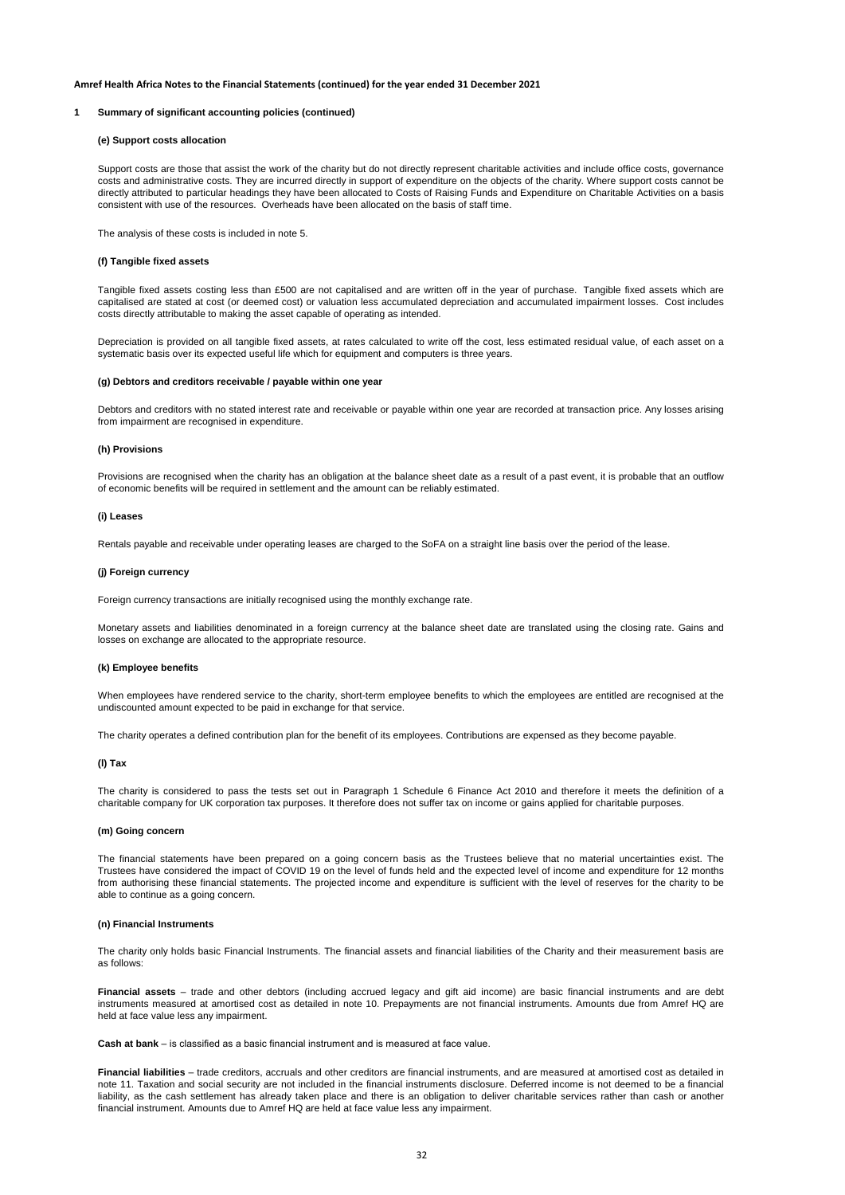Amref Health Africa Notes to the Financial Statements (continued) for the year ended 31 December 2021

## 1 Summary of significant accounting policies (continued)

### (e) Support costs allocation

Support costs are those that assist the work of the charity but do not directly represent charitable activities and include office costs, governance costs and administrative costs. They are incurred directly in support of expenditure on the objects of the charity. Where support costs cannot be directly attributed to particular headings they have been allocated to Costs of Raising Funds and Expenditure on Charitable Activities on a basis consistent with use of the resources. Overheads have been allocated on the basis of staff time.

The analysis of these costs is included in note 5.

### (f) Tangible fixed assets

Tangible fixed assets costing less than £500 are not capitalised and are written off in the year of purchase. Tangible fixed assets which are capitalised are stated at cost (or deemed cost) or valuation less accumulated depreciation and accumulated impairment losses. Cost includes costs directly attributable to making the asset capable of operating as intended.

Depreciation is provided on all tangible fixed assets, at rates calculated to write off the cost, less estimated residual value, of each asset on a systematic basis over its expected useful life which for equipment and computers is three years.

### (g) Debtors and creditors receivable / payable within one year

Debtors and creditors with no stated interest rate and receivable or payable within one year are recorded at transaction price. Any losses arising from impairment are recognised in expenditure.

### (h) Provisions

Provisions are recognised when the charity has an obligation at the balance sheet date as a result of a past event, it is probable that an outflow of economic benefits will be required in settlement and the amount can be reliably estimated.

### (i) Leases

Rentals payable and receivable under operating leases are charged to the SoFA on a straight line basis over the period of the lease.

### (j) Foreign currency

Foreign currency transactions are initially recognised using the monthly exchange rate.

Monetary assets and liabilities denominated in a foreign currency at the balance sheet date are translated using the closing rate. Gains and losses on exchange are allocated to the appropriate resource.

### (k) Employee benefits

When employees have rendered service to the charity, short-term employee benefits to which the employees are entitled are recognised at the undiscounted amount expected to be paid in exchange for that service.

The charity operates a defined contribution plan for the benefit of its employees. Contributions are expensed as they become payable.

### (l) Tax

The charity is considered to pass the tests set out in Paragraph 1 Schedule 6 Finance Act 2010 and therefore it meets the definition of a charitable company for UK corporation tax purposes. It therefore does not suffer tax on income or gains applied for charitable purposes.

### (m) Going concern

The financial statements have been prepared on a going concern basis as the Trustees believe that no material uncertainties exist. The Trustees have considered the impact of COVID 19 on the level of funds held and the expected level of income and expenditure for 12 months from authorising these financial statements. The projected income and expenditure is sufficient with the level of reserves for the charity to be able to continue as a going concern.

### (n) Financial Instruments

The charity only holds basic Financial Instruments. The financial assets and financial liabilities of the Charity and their measurement basis are as follows:

**Financial assets** – trade and other debtors (including accrued legacy and gift aid income) are basic financial instruments and are debt instruments measured at amortised cost as detailed in note 10. Prepayments are not financial instruments. Amounts due from Amref HQ are held at face value less any impairment.

**Cash at bank** – is classified as a basic financial instrument and is measured at face value.

**Financial liabilities** – trade creditors, accruals and other creditors are financial instruments, and are measured at amortised cost as detailed in note 11. Taxation and social security are not included in the financial instruments disclosure. Deferred income is not deemed to be a financial liability, as the cash settlement has already taken place and there is an obligation to deliver charitable services rather than cash or another financial instrument. Amounts due to Amref HQ are held at face value less any impairment.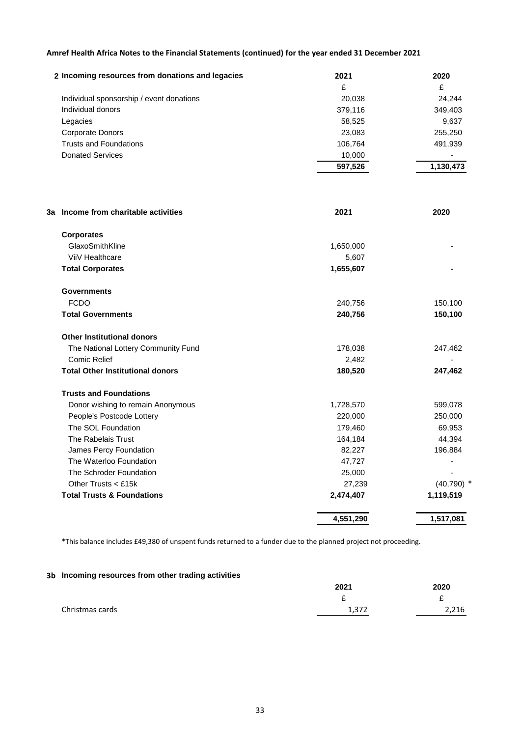**Amref Health Africa Notes to the Financial Statements (continued) for the year ended 31 December 2021**

| 2 Incoming resources from donations and legacies | 2021 | 2020 |
|---|---|---|
| | £ | £ |
| Individual sponsorship / event donations | 20,038 | 24,244 |
| Individual donors | 379,116 | 349,403 |
| Legacies | 58,525 | 9,637 |
| Corporate Donors | 23,083 | 255,250 |
| Trusts and Foundations | 106,764 | 491,939 |
| Donated Services | 10,000 | - |
| | **597,526** | **1,130,473** |

| 3a Income from charitable activities | 2021 | 2020 |
|---|---|---|
| **Corporates** | | |
| GlaxoSmithKline | 1,650,000 | - |
| ViiV Healthcare | 5,607 | |
| **Total Corporates** | **1,655,607** | **-** |
| **Governments** | | |
| FCDO | 240,756 | 150,100 |
| **Total Governments** | **240,756** | **150,100** |
| **Other Institutional donors** | | |
| The National Lottery Community Fund | 178,038 | 247,462 |
| Comic Relief | 2,482 | - |
| **Total Other Institutional donors** | **180,520** | **247,462** |
| **Trusts and Foundations** | | |
| Donor wishing to remain Anonymous | 1,728,570 | 599,078 |
| People's Postcode Lottery | 220,000 | 250,000 |
| The SOL Foundation | 179,460 | 69,953 |
| The Rabelais Trust | 164,184 | 44,394 |
| James Percy Foundation | 82,227 | 196,884 |
| The Waterloo Foundation | 47,727 | - |
| The Schroder Foundation | 25,000 | - |
| Other Trusts < £15k | 27,239 | (40,790) * |
| **Total Trusts & Foundations** | **2,474,407** | **1,119,519** |
| | **4,551,290** | **1,517,081** |

*This balance includes £49,380 of unspent funds returned to a funder due to the planned project not proceeding.

| 3b Incoming resources from other trading activities | 2021 | 2020 |
|---|---|---|
| | £ | £ |
| Christmas cards | 1,372 | 2,216 |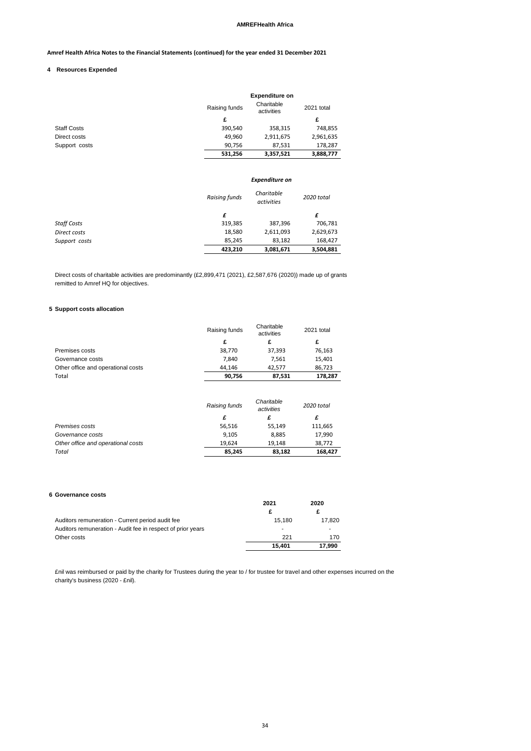**Amref Health Africa Notes to the Financial Statements (continued) for the year ended 31 December 2021**

## 4 Resources Expended

| | Expenditure on | | |
|---|---|---|---|
| | Raising funds | Charitable activities | 2021 total |
| | £ | | £ |
| Staff Costs | 390,540 | 358,315 | 748,855 |
| Direct costs | 49,960 | 2,911,675 | 2,961,635 |
| Support costs | 90,756 | 87,531 | 178,287 |
| | **531,256** | **3,357,521** | **3,888,777** |

| | *Expenditure on* | | |
|---|---|---|---|
| | *Raising funds* | *Charitable activities* | *2020 total* |
| | *£* | | *£* |
| *Staff Costs* | 319,385 | 387,396 | 706,781 |
| *Direct costs* | 18,580 | 2,611,093 | 2,629,673 |
| *Support costs* | 85,245 | 83,182 | 168,427 |
| | **423,210** | **3,081,671** | **3,504,881** |

Direct costs of charitable activities are predominantly (£2,899,471 (2021), £2,587,676 (2020)) made up of grants remitted to Amref HQ for objectives.

## 5 Support costs allocation

| | Raising funds | Charitable activities | 2021 total |
|---|---|---|---|
| | £ | £ | £ |
| Premises costs | 38,770 | 37,393 | 76,163 |
| Governance costs | 7,840 | 7,561 | 15,401 |
| Other office and operational costs | 44,146 | 42,577 | 86,723 |
| Total | **90,756** | **87,531** | **178,287** |

| | *Raising funds* | *Charitable activities* | *2020 total* |
|---|---|---|---|
| | *£* | *£* | *£* |
| *Premises costs* | 56,516 | 55,149 | 111,665 |
| *Governance costs* | 9,105 | 8,885 | 17,990 |
| *Other office and operational costs* | 19,624 | 19,148 | 38,772 |
| *Total* | **85,245** | **83,182** | **168,427** |

## 6 Governance costs

| | 2021 | 2020 |
|---|---|---|
| | £ | £ |
| Auditors remuneration - Current period audit fee | 15,180 | 17,820 |
| Auditors remuneration - Audit fee in respect of prior years | - | - |
| Other costs | 221 | 170 |
| | **15,401** | **17,990** |

£nil was reimbursed or paid by the charity for Trustees during the year to / for trustee for travel and other expenses incurred on the charity's business (2020 - £nil).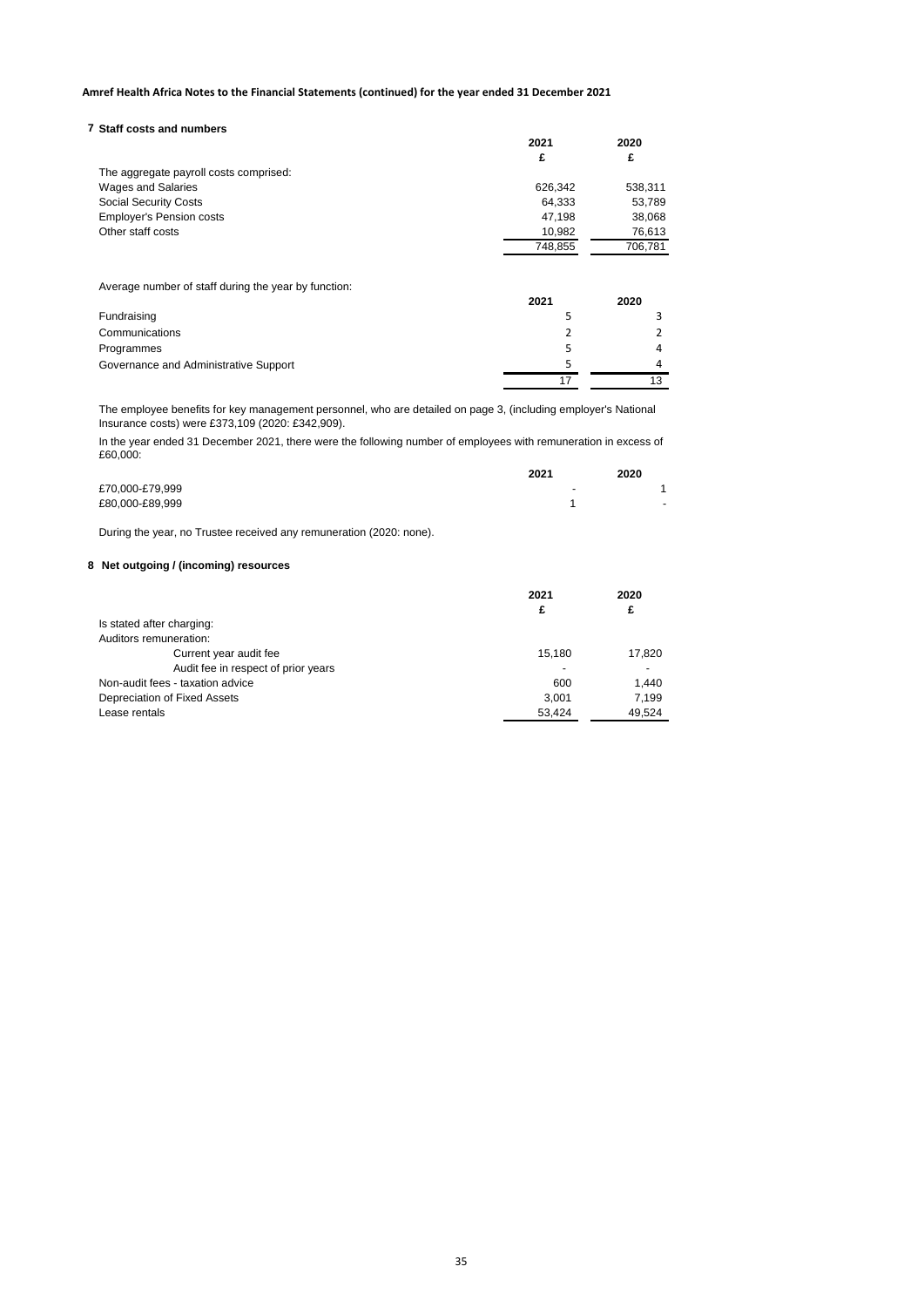**Amref Health Africa Notes to the Financial Statements (continued) for the year ended 31 December 2021**

## 7 Staff costs and numbers

| | 2021 | 2020 |
|---|---|---|
| | £ | £ |
| The aggregate payroll costs comprised: | | |
| Wages and Salaries | 626,342 | 538,311 |
| Social Security Costs | 64,333 | 53,789 |
| Employer's Pension costs | 47,198 | 38,068 |
| Other staff costs | 10,982 | 76,613 |
| | 748,855 | 706,781 |

Average number of staff during the year by function:

| | 2021 | 2020 |
|---|---|---|
| Fundraising | 5 | 3 |
| Communications | 2 | 2 |
| Programmes | 5 | 4 |
| Governance and Administrative Support | 5 | 4 |
| | 17 | 13 |

The employee benefits for key management personnel, who are detailed on page 3, (including employer's National Insurance costs) were £373,109 (2020: £342,909).

In the year ended 31 December 2021, there were the following number of employees with remuneration in excess of £60,000:

| | 2021 | 2020 |
|---|---|---|
| £70,000-£79,999 | - | 1 |
| £80,000-£89,999 | 1 | - |

During the year, no Trustee received any remuneration (2020: none).

## 8 Net outgoing / (incoming) resources

| | 2021 | 2020 |
|---|---|---|
| | £ | £ |
| Is stated after charging: | | |
| Auditors remuneration: | | |
| Current year audit fee | 15,180 | 17,820 |
| Audit fee in respect of prior years | - | - |
| Non-audit fees - taxation advice | 600 | 1,440 |
| Depreciation of Fixed Assets | 3,001 | 7,199 |
| Lease rentals | 53,424 | 49,524 |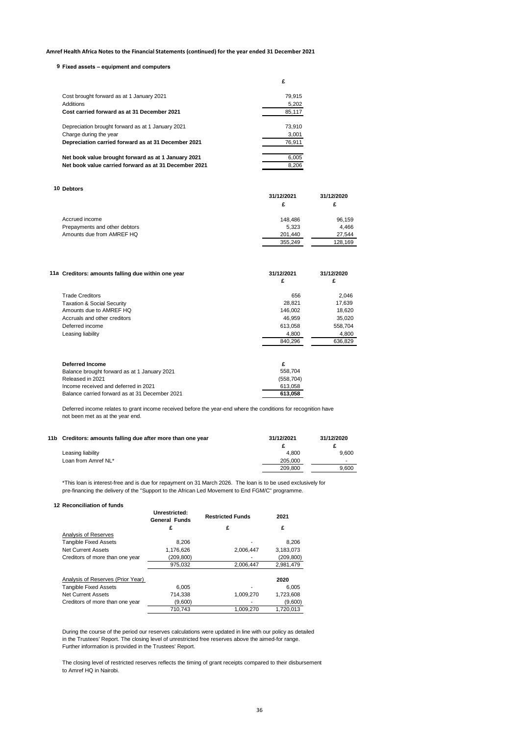**Amref Health Africa Notes to the Financial Statements (continued) for the year ended 31 December 2021**

## 9 Fixed assets – equipment and computers

| | £ |
|---|---|
| Cost brought forward as at 1 January 2021 | 79,915 |
| Additions | 5,202 |
| **Cost carried forward as at 31 December 2021** | 85,117 |
| | |
| Depreciation brought forward as at 1 January 2021 | 73,910 |
| Charge during the year | 3,001 |
| **Depreciation carried forward as at 31 December 2021** | 76,911 |
| | |
| **Net book value brought forward as at 1 January 2021** | 6,005 |
| **Net book value carried forward as at 31 December 2021** | 8,206 |

## 10 Debtors

| | 31/12/2021 | 31/12/2020 |
|---|---|---|
| | £ | £ |
| Accrued income | 148,486 | 96,159 |
| Prepayments and other debtors | 5,323 | 4,466 |
| Amounts due from AMREF HQ | 201,440 | 27,544 |
| | 355,249 | 128,169 |

## 11a Creditors: amounts falling due within one year

| | 31/12/2021 | 31/12/2020 |
|---|---|---|
| | £ | £ |
| Trade Creditors | 656 | 2,046 |
| Taxation & Social Security | 28,821 | 17,639 |
| Amounts due to AMREF HQ | 146,002 | 18,620 |
| Accruals and other creditors | 46,959 | 35,020 |
| Deferred income | 613,058 | 558,704 |
| Leasing liability | 4,800 | 4,800 |
| | 840,296 | 636,829 |

| **Deferred Income** | £ |
|---|---|
| Balance brought forward as at 1 January 2021 | 558,704 |
| Released in 2021 | (558,704) |
| Income received and deferred in 2021 | 613,058 |
| Balance carried forward as at 31 December 2021 | **613,058** |

Deferred income relates to grant income received before the year-end where the conditions for recognition have not been met as at the year end.

## 11b Creditors: amounts falling due after more than one year

| | 31/12/2021 | 31/12/2020 |
|---|---|---|
| | £ | £ |
| Leasing liability | 4,800 | 9,600 |
| Loan from Amref NL* | 205,000 | - |
| | 209,800 | 9,600 |

*This loan is interest-free and is due for repayment on 31 March 2026. The loan is to be used exclusively for pre-financing the delivery of the "Support to the African Led Movement to End FGM/C" programme.

## 12 Reconciliation of funds

| | Unrestricted: General Funds | Restricted Funds | 2021 |
|---|---|---|---|
| | £ | £ | £ |
| Analysis of Reserves | | | |
| Tangible Fixed Assets | 8,206 | - | 8,206 |
| Net Current Assets | 1,176,626 | 2,006,447 | 3,183,073 |
| Creditors of more than one year | (209,800) | - | (209,800) |
| | 975,032 | 2,006,447 | 2,981,479 |
| | | | |
| Analysis of Reserves (Prior Year) | | | 2020 |
| Tangible Fixed Assets | 6,005 | - | 6,005 |
| Net Current Assets | 714,338 | 1,009,270 | 1,723,608 |
| Creditors of more than one year | (9,600) | - | (9,600) |
| | 710,743 | 1,009,270 | 1,720,013 |

During the course of the period our reserves calculations were updated in line with our policy as detailed in the Trustees' Report. The closing level of unrestricted free reserves above the aimed-for range. Further information is provided in the Trustees' Report.

The closing level of restricted reserves reflects the timing of grant receipts compared to their disbursement to Amref HQ in Nairobi.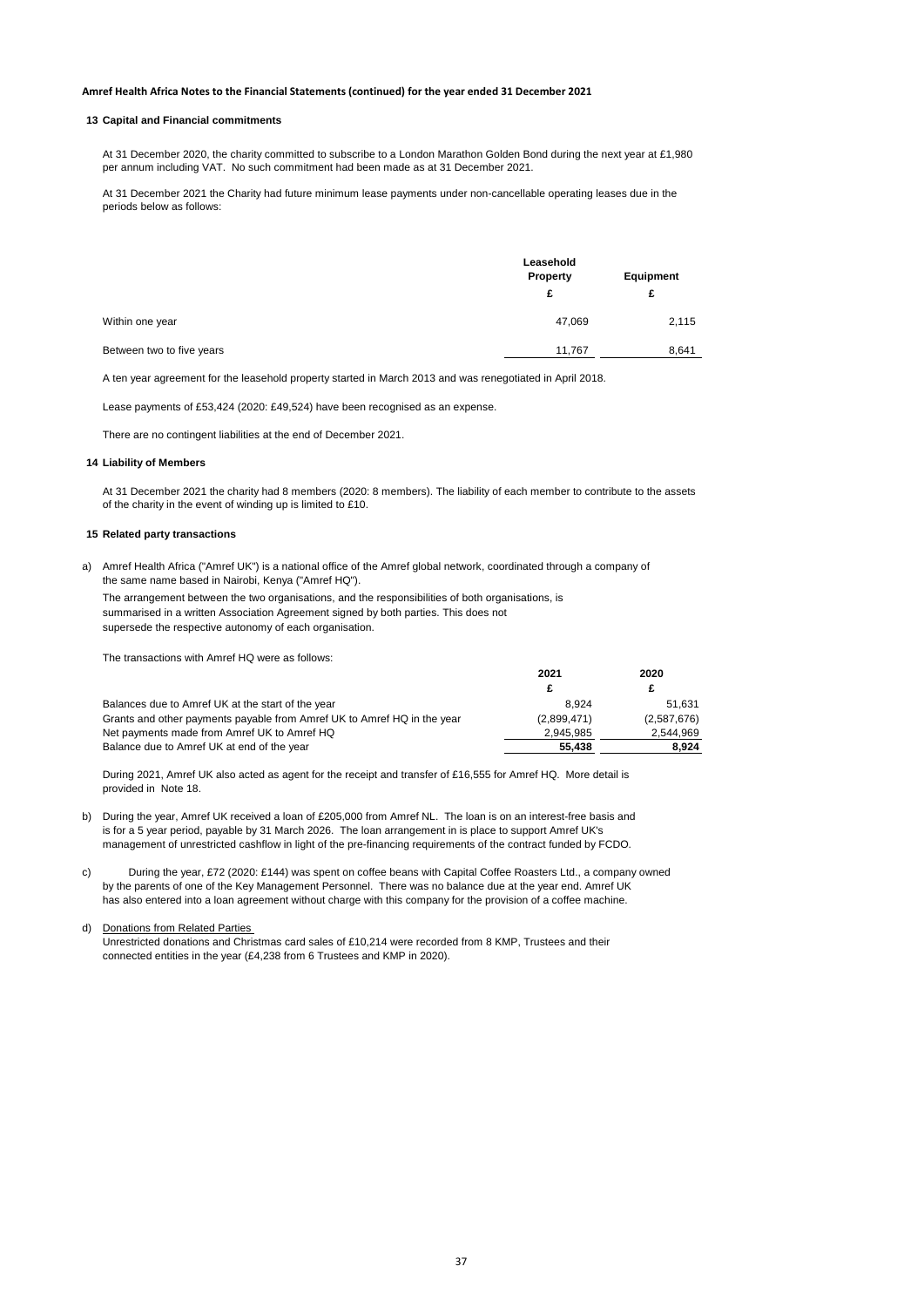### 13 Capital and Financial commitments

At 31 December 2020, the charity committed to subscribe to a London Marathon Golden Bond during the next year at £1,980 per annum including VAT. No such commitment had been made as at 31 December 2021.

At 31 December 2021 the Charity had future minimum lease payments under non-cancellable operating leases due in the periods below as follows:

| | Leasehold Property | Equipment |
|---|---|---|
| | £ | £ |
| Within one year | 47,069 | 2,115 |
| Between two to five years | 11,767 | 8,641 |

A ten year agreement for the leasehold property started in March 2013 and was renegotiated in April 2018.

Lease payments of £53,424 (2020: £49,524) have been recognised as an expense.

There are no contingent liabilities at the end of December 2021.

### 14 Liability of Members

At 31 December 2021 the charity had 8 members (2020: 8 members). The liability of each member to contribute to the assets of the charity in the event of winding up is limited to £10.

### 15 Related party transactions

a) Amref Health Africa ("Amref UK") is a national office of the Amref global network, coordinated through a company of the same name based in Nairobi, Kenya ("Amref HQ").

The arrangement between the two organisations, and the responsibilities of both organisations, is summarised in a written Association Agreement signed by both parties. This does not supersede the respective autonomy of each organisation.

The transactions with Amref HQ were as follows:

| | 2021 | 2020 |
|---|---|---|
| | £ | £ |
| Balances due to Amref UK at the start of the year | 8,924 | 51,631 |
| Grants and other payments payable from Amref UK to Amref HQ in the year | (2,899,471) | (2,587,676) |
| Net payments made from Amref UK to Amref HQ | 2,945,985 | 2,544,969 |
| Balance due to Amref UK at end of the year | **55,438** | **8,924** |

During 2021, Amref UK also acted as agent for the receipt and transfer of £16,555 for Amref HQ. More detail is provided in Note 18.

b) During the year, Amref UK received a loan of £205,000 from Amref NL. The loan is on an interest-free basis and is for a 5 year period, payable by 31 March 2026. The loan arrangement in is place to support Amref UK's management of unrestricted cashflow in light of the pre-financing requirements of the contract funded by FCDO.

c) During the year, £72 (2020: £144) was spent on coffee beans with Capital Coffee Roasters Ltd., a company owned by the parents of one of the Key Management Personnel. There was no balance due at the year end. Amref UK has also entered into a loan agreement without charge with this company for the provision of a coffee machine.

d) Donations from Related Parties

Unrestricted donations and Christmas card sales of £10,214 were recorded from 8 KMP, Trustees and their connected entities in the year (£4,238 from 6 Trustees and KMP in 2020).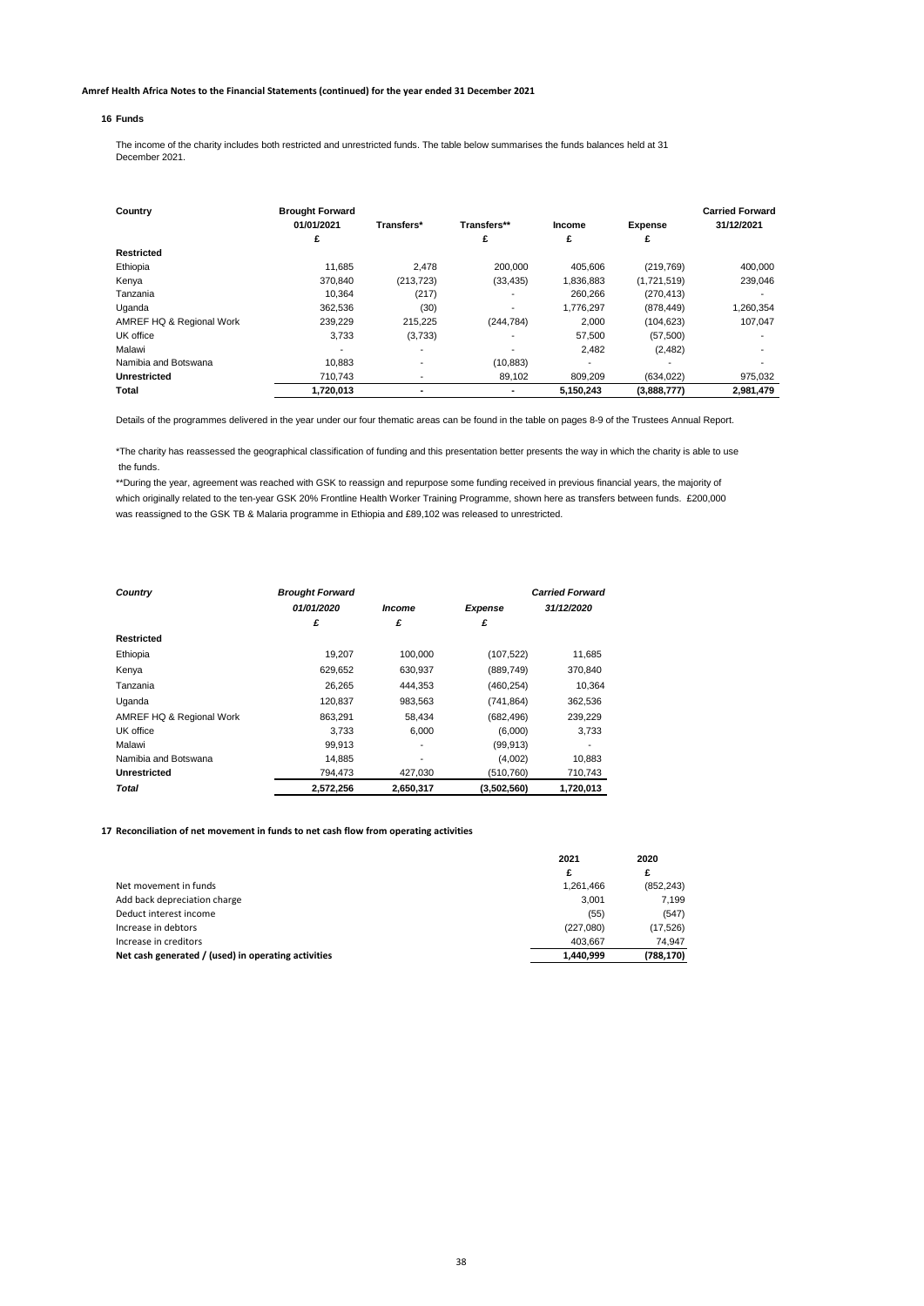**Amref Health Africa Notes to the Financial Statements (continued) for the year ended 31 December 2021**

## 16 Funds

The income of the charity includes both restricted and unrestricted funds. The table below summarises the funds balances held at 31 December 2021.

| Country | Brought Forward 01/01/2021 | Transfers* | Transfers** | Income | Expense | Carried Forward 31/12/2021 |
|---|---|---|---|---|---|---|
| | £ | | £ | £ | £ | |
| **Restricted** | | | | | | |
| Ethiopia | 11,685 | 2,478 | 200,000 | 405,606 | (219,769) | 400,000 |
| Kenya | 370,840 | (213,723) | (33,435) | 1,836,883 | (1,721,519) | 239,046 |
| Tanzania | 10,364 | (217) | - | 260,266 | (270,413) | - |
| Uganda | 362,536 | (30) | - | 1,776,297 | (878,449) | 1,260,354 |
| AMREF HQ & Regional Work | 239,229 | 215,225 | (244,784) | 2,000 | (104,623) | 107,047 |
| UK office | 3,733 | (3,733) | - | 57,500 | (57,500) | - |
| Malawi | - | - | - | 2,482 | (2,482) | - |
| Namibia and Botswana | 10,883 | - | (10,883) | - | - | - |
| **Unrestricted** | 710,743 | - | 89,102 | 809,209 | (634,022) | 975,032 |
| **Total** | **1,720,013** | **-** | **-** | **5,150,243** | **(3,888,777)** | **2,981,479** |

Details of the programmes delivered in the year under our four thematic areas can be found in the table on pages 8-9 of the Trustees Annual Report.

*The charity has reassessed the geographical classification of funding and this presentation better presents the way in which the charity is able to use the funds.

**During the year, agreement was reached with GSK to reassign and repurpose some funding received in previous financial years, the majority of which originally related to the ten-year GSK 20% Frontline Health Worker Training Programme, shown here as transfers between funds. £200,000 was reassigned to the GSK TB & Malaria programme in Ethiopia and £89,102 was released to unrestricted.

| *Country* | *Brought Forward 01/01/2020* | *Income* | *Expense* | *Carried Forward 31/12/2020* |
|---|---|---|---|---|
| | *£* | *£* | *£* | |
| **Restricted** | | | | |
| Ethiopia | 19,207 | 100,000 | (107,522) | 11,685 |
| Kenya | 629,652 | 630,937 | (889,749) | 370,840 |
| Tanzania | 26,265 | 444,353 | (460,254) | 10,364 |
| Uganda | 120,837 | 983,563 | (741,864) | 362,536 |
| AMREF HQ & Regional Work | 863,291 | 58,434 | (682,496) | 239,229 |
| UK office | 3,733 | 6,000 | (6,000) | 3,733 |
| Malawi | 99,913 | - | (99,913) | - |
| Namibia and Botswana | 14,885 | - | (4,002) | 10,883 |
| **Unrestricted** | 794,473 | 427,030 | (510,760) | 710,743 |
| ***Total*** | **2,572,256** | **2,650,317** | **(3,502,560)** | **1,720,013** |

## 17 Reconciliation of net movement in funds to net cash flow from operating activities

| | 2021 | 2020 |
|---|---|---|
| | £ | £ |
| Net movement in funds | 1,261,466 | (852,243) |
| Add back depreciation charge | 3,001 | 7,199 |
| Deduct interest income | (55) | (547) |
| Increase in debtors | (227,080) | (17,526) |
| Increase in creditors | 403,667 | 74,947 |
| **Net cash generated / (used) in operating activities** | **1,440,999** | **(788,170)** |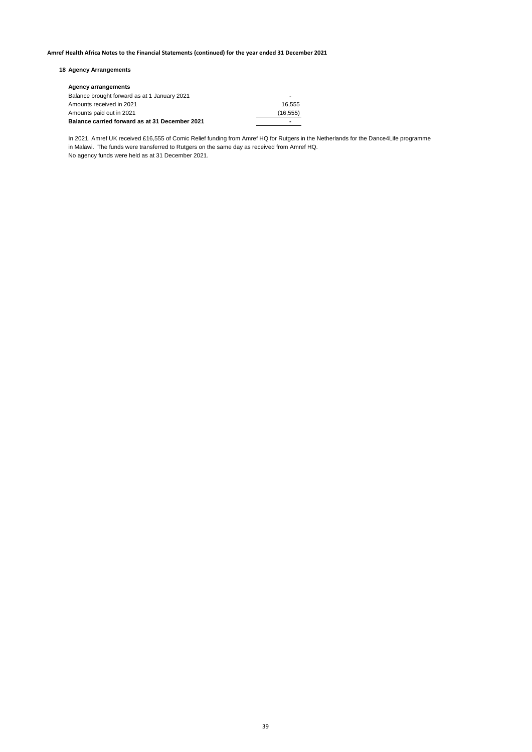**Amref Health Africa Notes to the Financial Statements (continued) for the year ended 31 December 2021**

## 18 Agency Arrangements

| **Agency arrangements** | |
|---|---|
| Balance brought forward as at 1 January 2021 | - |
| Amounts received in 2021 | 16,555 |
| Amounts paid out in 2021 | (16,555) |
| **Balance carried forward as at 31 December 2021** | **-** |

In 2021, Amref UK received £16,555 of Comic Relief funding from Amref HQ for Rutgers in the Netherlands for the Dance4Life programme in Malawi. The funds were transferred to Rutgers on the same day as received from Amref HQ.
No agency funds were held as at 31 December 2021.